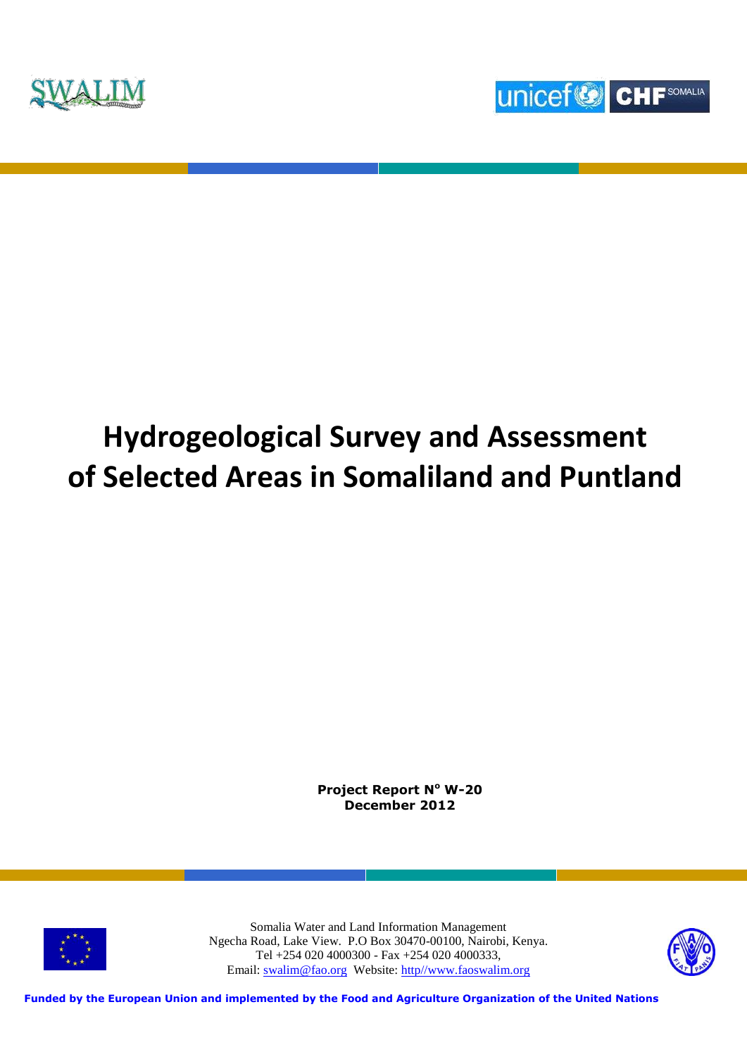SWALIM

unicef CHF SOMALIA

# Hydrogeological Survey and Assessment of Selected Areas in Somaliland and Puntland

**Project Report N° W-20**
**December 2012**

Somalia Water and Land Information Management
Ngecha Road, Lake View. P.O Box 30470-00100, Nairobi, Kenya.
Tel +254 020 4000300 - Fax +254 020 4000333,
Email: swalim@fao.org Website: http//www.faoswalim.org

**Funded by the European Union and implemented by the Food and Agriculture Organization of the United Nations**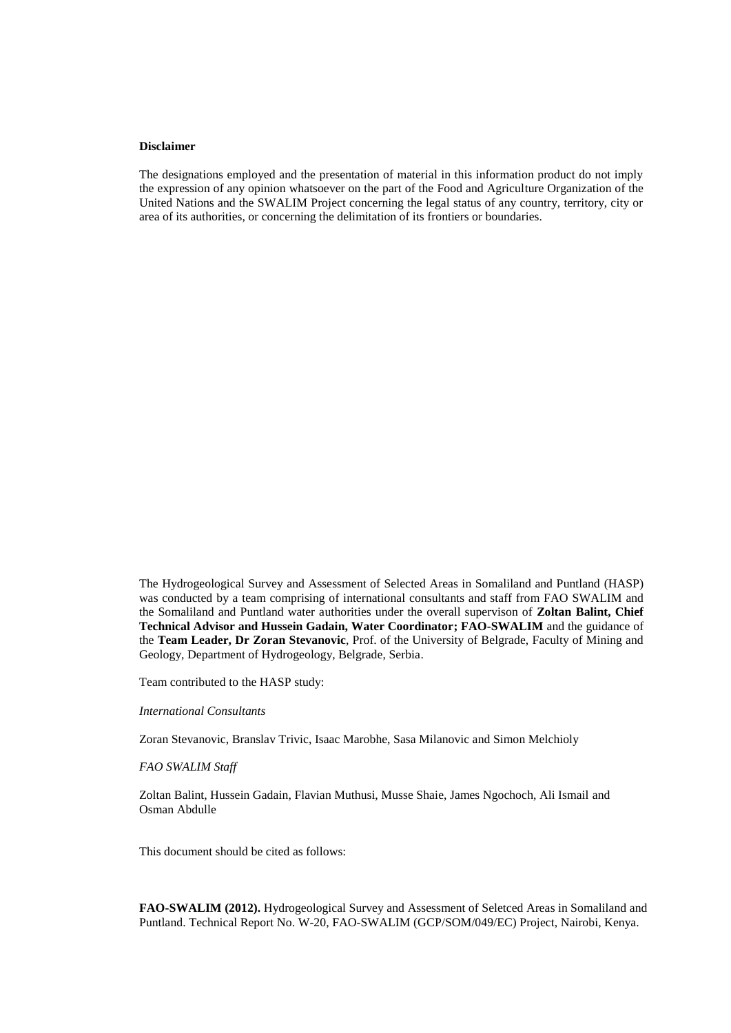**Disclaimer**

The designations employed and the presentation of material in this information product do not imply the expression of any opinion whatsoever on the part of the Food and Agriculture Organization of the United Nations and the SWALIM Project concerning the legal status of any country, territory, city or area of its authorities, or concerning the delimitation of its frontiers or boundaries.

The Hydrogeological Survey and Assessment of Selected Areas in Somaliland and Puntland (HASP) was conducted by a team comprising of international consultants and staff from FAO SWALIM and the Somaliland and Puntland water authorities under the overall supervison of **Zoltan Balint, Chief Technical Advisor and Hussein Gadain, Water Coordinator; FAO-SWALIM** and the guidance of the **Team Leader, Dr Zoran Stevanovic**, Prof. of the University of Belgrade, Faculty of Mining and Geology, Department of Hydrogeology, Belgrade, Serbia.

Team contributed to the HASP study:

*International Consultants*

Zoran Stevanovic, Branslav Trivic, Isaac Marobhe, Sasa Milanovic and Simon Melchioly

*FAO SWALIM Staff*

Zoltan Balint, Hussein Gadain, Flavian Muthusi, Musse Shaie, James Ngochoch, Ali Ismail and Osman Abdulle

This document should be cited as follows:

**FAO-SWALIM (2012).** Hydrogeological Survey and Assessment of Seletced Areas in Somaliland and Puntland. Technical Report No. W-20, FAO-SWALIM (GCP/SOM/049/EC) Project, Nairobi, Kenya.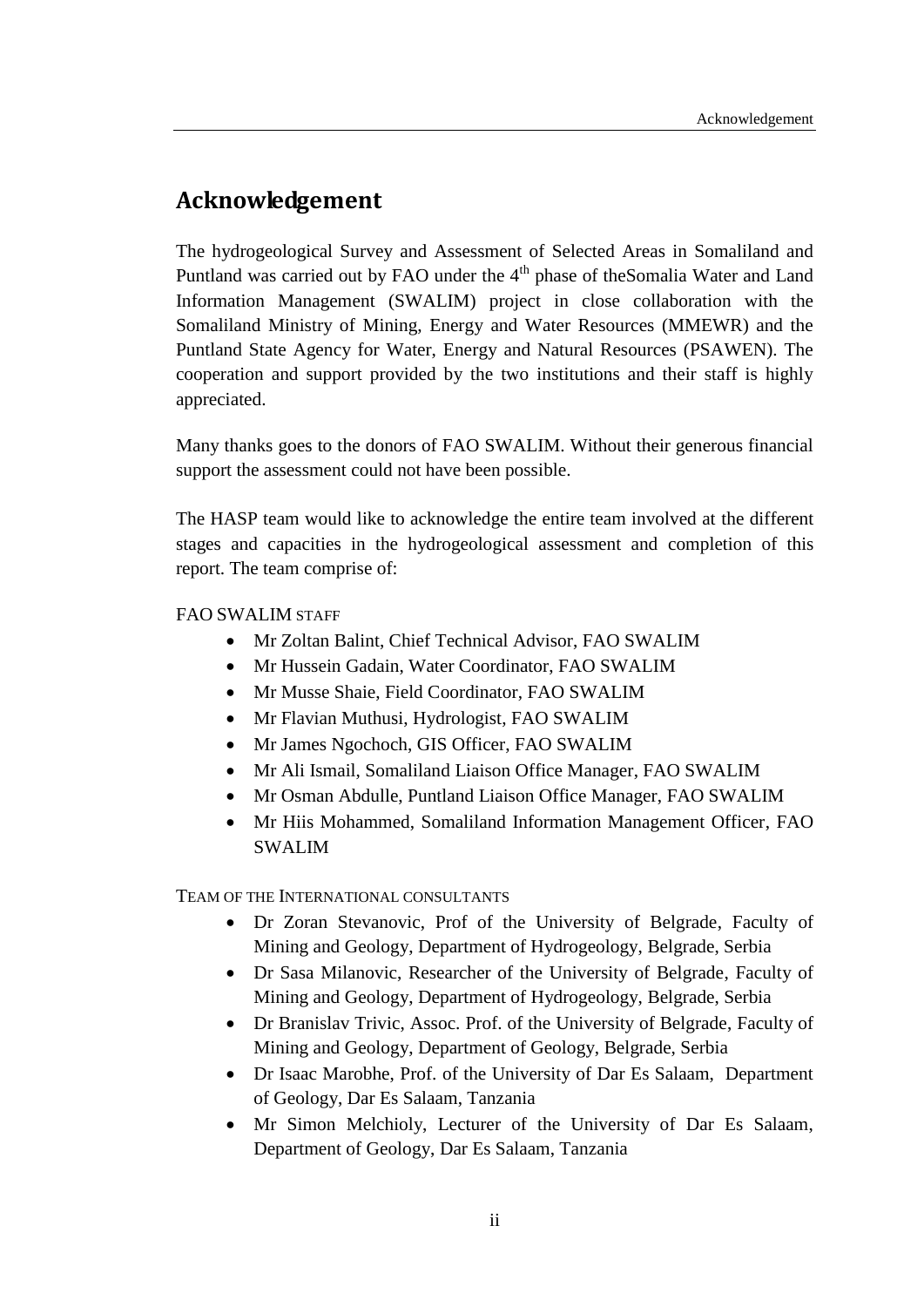# Acknowledgement

The hydrogeological Survey and Assessment of Selected Areas in Somaliland and Puntland was carried out by FAO under the 4th phase of theSomalia Water and Land Information Management (SWALIM) project in close collaboration with the Somaliland Ministry of Mining, Energy and Water Resources (MMEWR) and the Puntland State Agency for Water, Energy and Natural Resources (PSAWEN). The cooperation and support provided by the two institutions and their staff is highly appreciated.

Many thanks goes to the donors of FAO SWALIM. Without their generous financial support the assessment could not have been possible.

The HASP team would like to acknowledge the entire team involved at the different stages and capacities in the hydrogeological assessment and completion of this report. The team comprise of:

FAO SWALIM STAFF

- Mr Zoltan Balint, Chief Technical Advisor, FAO SWALIM
- Mr Hussein Gadain, Water Coordinator, FAO SWALIM
- Mr Musse Shaie, Field Coordinator, FAO SWALIM
- Mr Flavian Muthusi, Hydrologist, FAO SWALIM
- Mr James Ngochoch, GIS Officer, FAO SWALIM
- Mr Ali Ismail, Somaliland Liaison Office Manager, FAO SWALIM
- Mr Osman Abdulle, Puntland Liaison Office Manager, FAO SWALIM
- Mr Hiis Mohammed, Somaliland Information Management Officer, FAO SWALIM

TEAM OF THE INTERNATIONAL CONSULTANTS

- Dr Zoran Stevanovic, Prof of the University of Belgrade, Faculty of Mining and Geology, Department of Hydrogeology, Belgrade, Serbia
- Dr Sasa Milanovic, Researcher of the University of Belgrade, Faculty of Mining and Geology, Department of Hydrogeology, Belgrade, Serbia
- Dr Branislav Trivic, Assoc. Prof. of the University of Belgrade, Faculty of Mining and Geology, Department of Geology, Belgrade, Serbia
- Dr Isaac Marobhe, Prof. of the University of Dar Es Salaam, Department of Geology, Dar Es Salaam, Tanzania
- Mr Simon Melchioly, Lecturer of the University of Dar Es Salaam, Department of Geology, Dar Es Salaam, Tanzania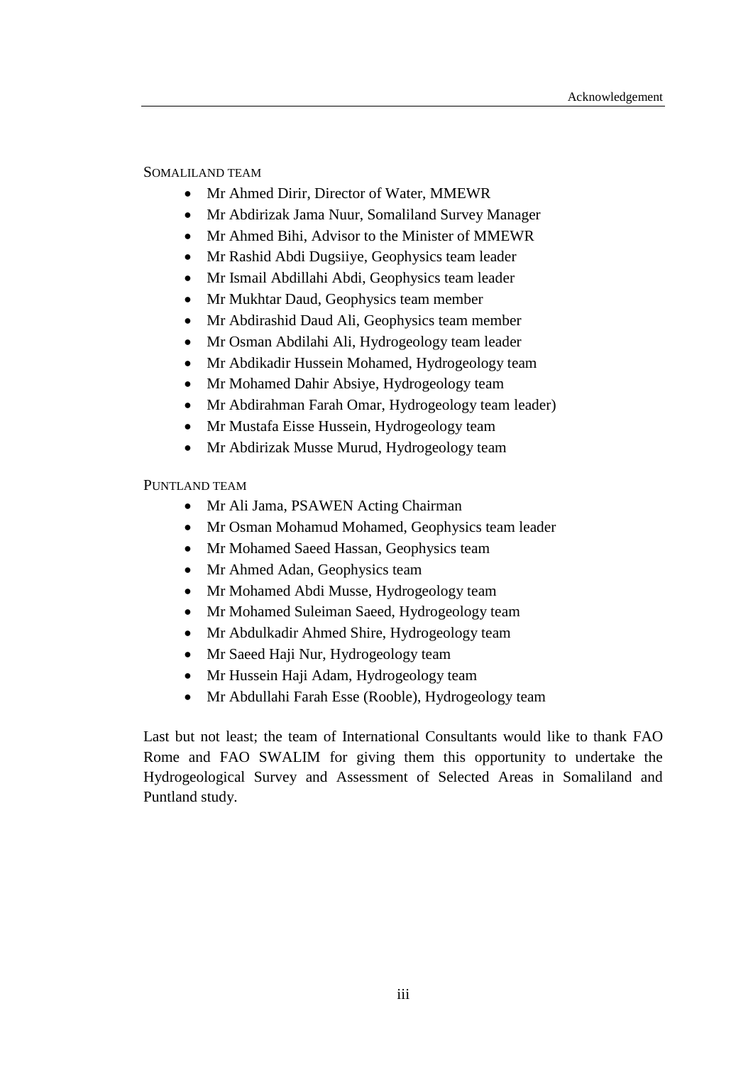SOMALILAND TEAM

- Mr Ahmed Dirir, Director of Water, MMEWR
- Mr Abdirizak Jama Nuur, Somaliland Survey Manager
- Mr Ahmed Bihi, Advisor to the Minister of MMEWR
- Mr Rashid Abdi Dugsiiye, Geophysics team leader
- Mr Ismail Abdillahi Abdi, Geophysics team leader
- Mr Mukhtar Daud, Geophysics team member
- Mr Abdirashid Daud Ali, Geophysics team member
- Mr Osman Abdilahi Ali, Hydrogeology team leader
- Mr Abdikadir Hussein Mohamed, Hydrogeology team
- Mr Mohamed Dahir Absiye, Hydrogeology team
- Mr Abdirahman Farah Omar, Hydrogeology team leader)
- Mr Mustafa Eisse Hussein, Hydrogeology team
- Mr Abdirizak Musse Murud, Hydrogeology team

PUNTLAND TEAM

- Mr Ali Jama, PSAWEN Acting Chairman
- Mr Osman Mohamud Mohamed, Geophysics team leader
- Mr Mohamed Saeed Hassan, Geophysics team
- Mr Ahmed Adan, Geophysics team
- Mr Mohamed Abdi Musse, Hydrogeology team
- Mr Mohamed Suleiman Saeed, Hydrogeology team
- Mr Abdulkadir Ahmed Shire, Hydrogeology team
- Mr Saeed Haji Nur, Hydrogeology team
- Mr Hussein Haji Adam, Hydrogeology team
- Mr Abdullahi Farah Esse (Rooble), Hydrogeology team

Last but not least; the team of International Consultants would like to thank FAO Rome and FAO SWALIM for giving them this opportunity to undertake the Hydrogeological Survey and Assessment of Selected Areas in Somaliland and Puntland study.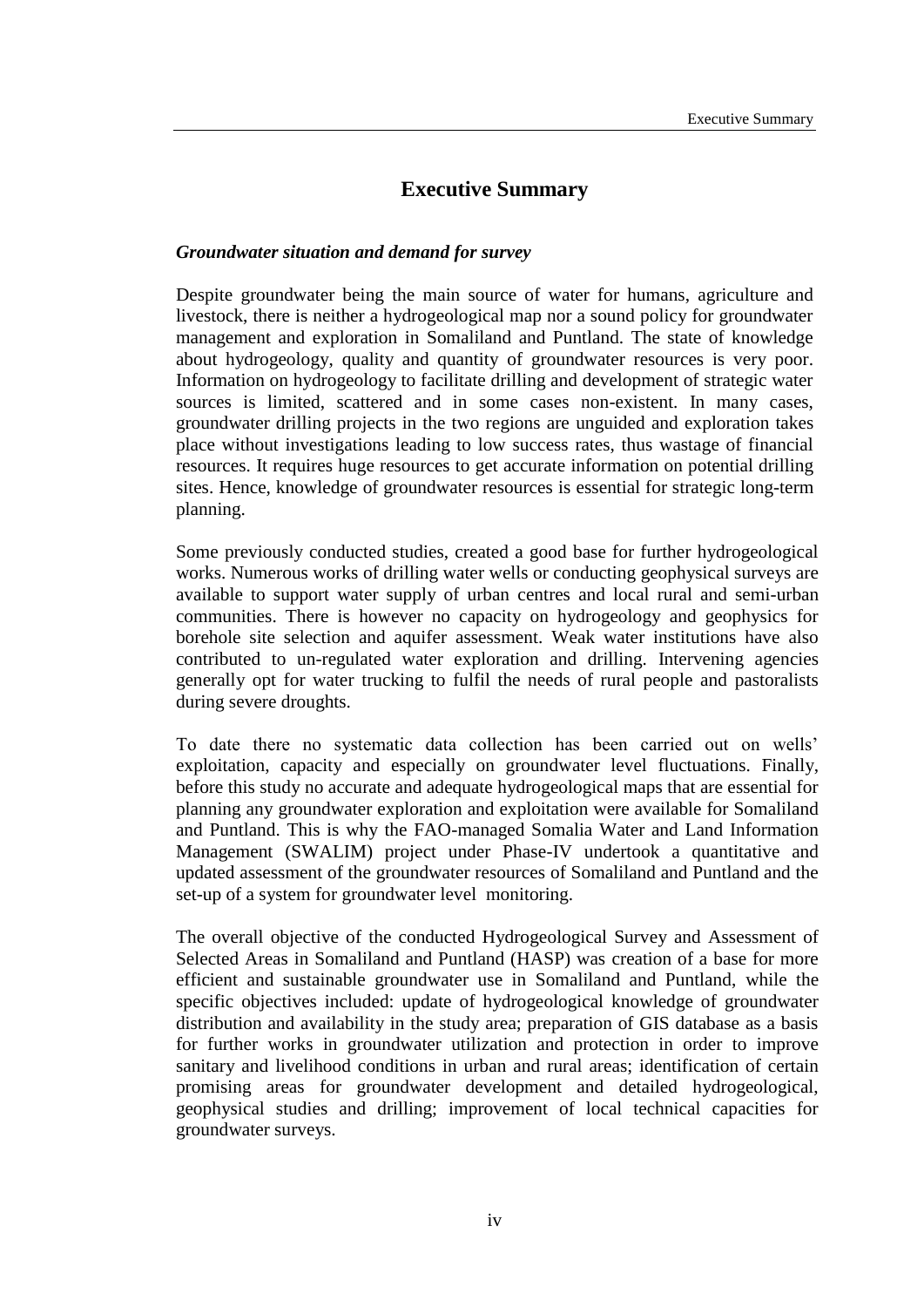# Executive Summary

### *Groundwater situation and demand for survey*

Despite groundwater being the main source of water for humans, agriculture and livestock, there is neither a hydrogeological map nor a sound policy for groundwater management and exploration in Somaliland and Puntland. The state of knowledge about hydrogeology, quality and quantity of groundwater resources is very poor. Information on hydrogeology to facilitate drilling and development of strategic water sources is limited, scattered and in some cases non-existent. In many cases, groundwater drilling projects in the two regions are unguided and exploration takes place without investigations leading to low success rates, thus wastage of financial resources. It requires huge resources to get accurate information on potential drilling sites. Hence, knowledge of groundwater resources is essential for strategic long-term planning.

Some previously conducted studies, created a good base for further hydrogeological works. Numerous works of drilling water wells or conducting geophysical surveys are available to support water supply of urban centres and local rural and semi-urban communities. There is however no capacity on hydrogeology and geophysics for borehole site selection and aquifer assessment. Weak water institutions have also contributed to un-regulated water exploration and drilling. Intervening agencies generally opt for water trucking to fulfil the needs of rural people and pastoralists during severe droughts.

To date there no systematic data collection has been carried out on wells' exploitation, capacity and especially on groundwater level fluctuations. Finally, before this study no accurate and adequate hydrogeological maps that are essential for planning any groundwater exploration and exploitation were available for Somaliland and Puntland. This is why the FAO-managed Somalia Water and Land Information Management (SWALIM) project under Phase-IV undertook a quantitative and updated assessment of the groundwater resources of Somaliland and Puntland and the set-up of a system for groundwater level monitoring.

The overall objective of the conducted Hydrogeological Survey and Assessment of Selected Areas in Somaliland and Puntland (HASP) was creation of a base for more efficient and sustainable groundwater use in Somaliland and Puntland, while the specific objectives included: update of hydrogeological knowledge of groundwater distribution and availability in the study area; preparation of GIS database as a basis for further works in groundwater utilization and protection in order to improve sanitary and livelihood conditions in urban and rural areas; identification of certain promising areas for groundwater development and detailed hydrogeological, geophysical studies and drilling; improvement of local technical capacities for groundwater surveys.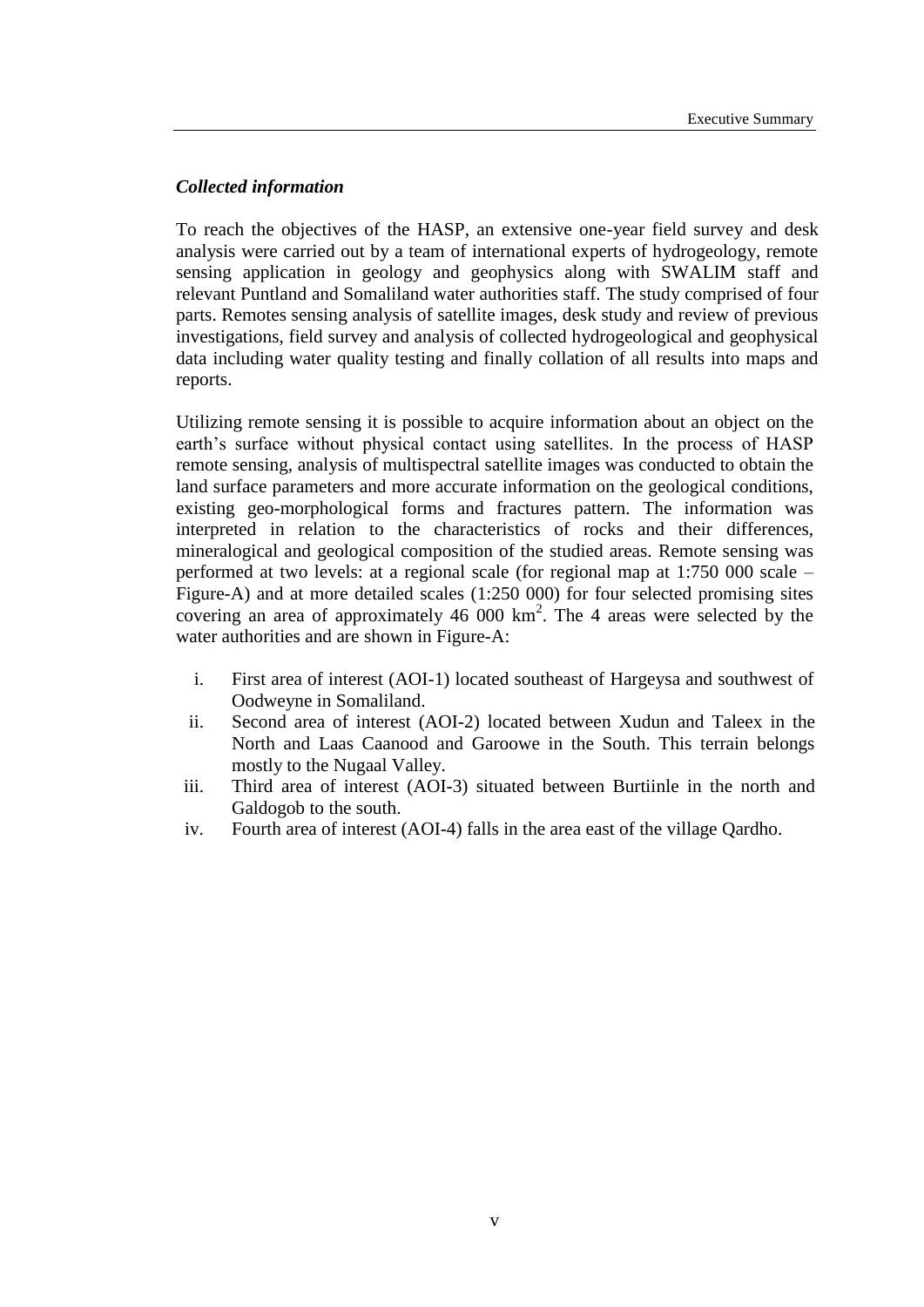### *Collected information*

To reach the objectives of the HASP, an extensive one-year field survey and desk analysis were carried out by a team of international experts of hydrogeology, remote sensing application in geology and geophysics along with SWALIM staff and relevant Puntland and Somaliland water authorities staff. The study comprised of four parts. Remotes sensing analysis of satellite images, desk study and review of previous investigations, field survey and analysis of collected hydrogeological and geophysical data including water quality testing and finally collation of all results into maps and reports.

Utilizing remote sensing it is possible to acquire information about an object on the earth's surface without physical contact using satellites. In the process of HASP remote sensing, analysis of multispectral satellite images was conducted to obtain the land surface parameters and more accurate information on the geological conditions, existing geo-morphological forms and fractures pattern. The information was interpreted in relation to the characteristics of rocks and their differences, mineralogical and geological composition of the studied areas. Remote sensing was performed at two levels: at a regional scale (for regional map at 1:750 000 scale – Figure-A) and at more detailed scales (1:250 000) for four selected promising sites covering an area of approximately 46 000 km$^2$. The 4 areas were selected by the water authorities and are shown in Figure-A:

i. First area of interest (AOI-1) located southeast of Hargeysa and southwest of Oodweyne in Somaliland.
ii. Second area of interest (AOI-2) located between Xudun and Taleex in the North and Laas Caanood and Garoowe in the South. This terrain belongs mostly to the Nugaal Valley.
iii. Third area of interest (AOI-3) situated between Burtiinle in the north and Galdogob to the south.
iv. Fourth area of interest (AOI-4) falls in the area east of the village Qardho.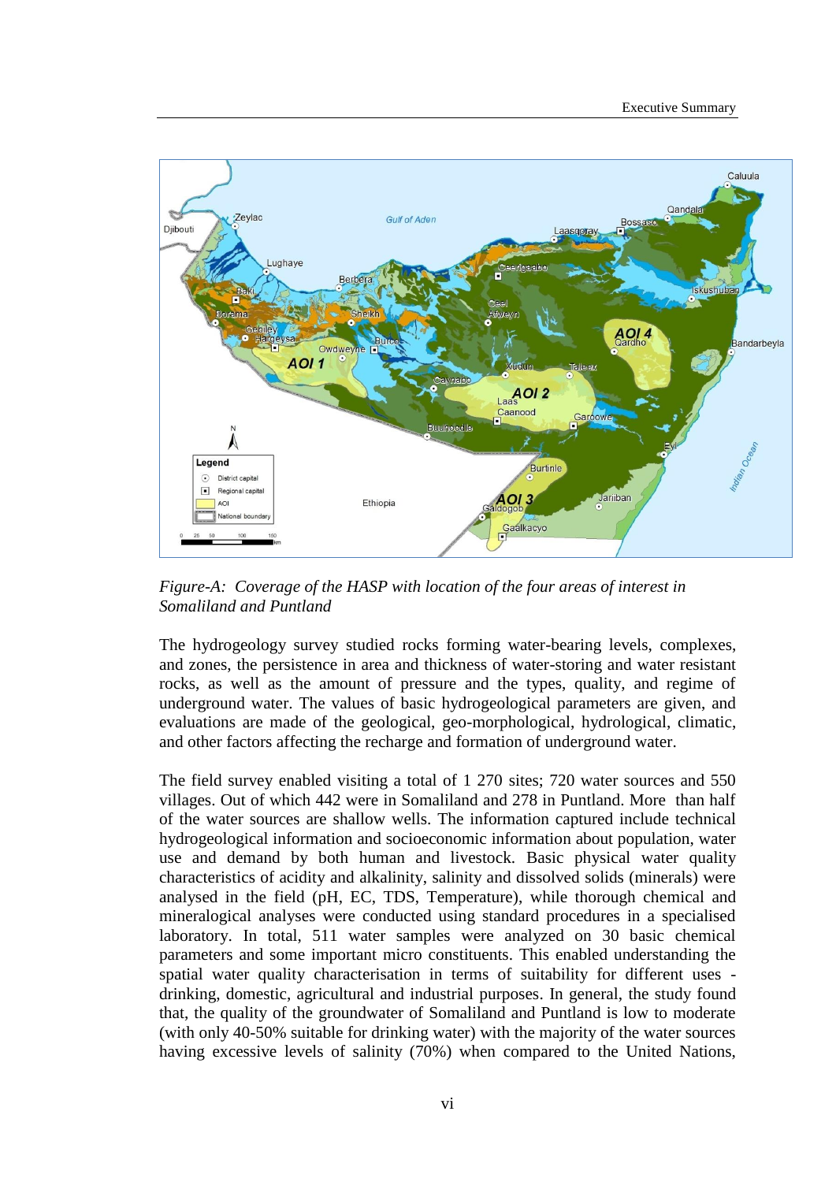*Figure-A: Coverage of the HASP with location of the four areas of interest in Somaliland and Puntland*

The hydrogeology survey studied rocks forming water-bearing levels, complexes, and zones, the persistence in area and thickness of water-storing and water resistant rocks, as well as the amount of pressure and the types, quality, and regime of underground water. The values of basic hydrogeological parameters are given, and evaluations are made of the geological, geo-morphological, hydrological, climatic, and other factors affecting the recharge and formation of underground water.

The field survey enabled visiting a total of 1 270 sites; 720 water sources and 550 villages. Out of which 442 were in Somaliland and 278 in Puntland. More than half of the water sources are shallow wells. The information captured include technical hydrogeological information and socioeconomic information about population, water use and demand by both human and livestock. Basic physical water quality characteristics of acidity and alkalinity, salinity and dissolved solids (minerals) were analysed in the field (pH, EC, TDS, Temperature), while thorough chemical and mineralogical analyses were conducted using standard procedures in a specialised laboratory. In total, 511 water samples were analyzed on 30 basic chemical parameters and some important micro constituents. This enabled understanding the spatial water quality characterisation in terms of suitability for different uses - drinking, domestic, agricultural and industrial purposes. In general, the study found that, the quality of the groundwater of Somaliland and Puntland is low to moderate (with only 40-50% suitable for drinking water) with the majority of the water sources having excessive levels of salinity (70%) when compared to the United Nations,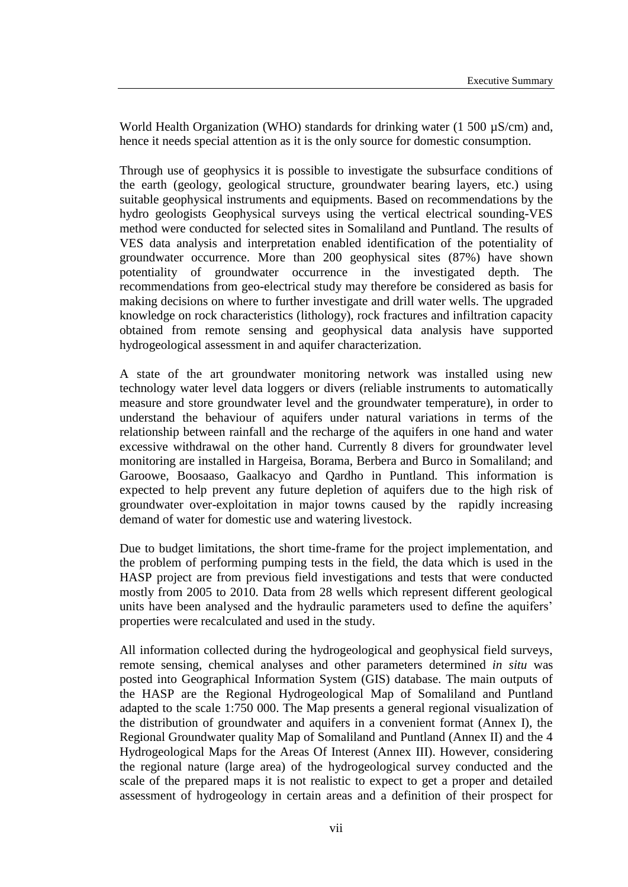World Health Organization (WHO) standards for drinking water (1 500 µS/cm) and, hence it needs special attention as it is the only source for domestic consumption.

Through use of geophysics it is possible to investigate the subsurface conditions of the earth (geology, geological structure, groundwater bearing layers, etc.) using suitable geophysical instruments and equipments. Based on recommendations by the hydro geologists Geophysical surveys using the vertical electrical sounding-VES method were conducted for selected sites in Somaliland and Puntland. The results of VES data analysis and interpretation enabled identification of the potentiality of groundwater occurrence. More than 200 geophysical sites (87%) have shown potentiality of groundwater occurrence in the investigated depth. The recommendations from geo-electrical study may therefore be considered as basis for making decisions on where to further investigate and drill water wells. The upgraded knowledge on rock characteristics (lithology), rock fractures and infiltration capacity obtained from remote sensing and geophysical data analysis have supported hydrogeological assessment in and aquifer characterization.

A state of the art groundwater monitoring network was installed using new technology water level data loggers or divers (reliable instruments to automatically measure and store groundwater level and the groundwater temperature), in order to understand the behaviour of aquifers under natural variations in terms of the relationship between rainfall and the recharge of the aquifers in one hand and water excessive withdrawal on the other hand. Currently 8 divers for groundwater level monitoring are installed in Hargeisa, Borama, Berbera and Burco in Somaliland; and Garoowe, Boosaaso, Gaalkacyo and Qardho in Puntland. This information is expected to help prevent any future depletion of aquifers due to the high risk of groundwater over-exploitation in major towns caused by the rapidly increasing demand of water for domestic use and watering livestock.

Due to budget limitations, the short time-frame for the project implementation, and the problem of performing pumping tests in the field, the data which is used in the HASP project are from previous field investigations and tests that were conducted mostly from 2005 to 2010. Data from 28 wells which represent different geological units have been analysed and the hydraulic parameters used to define the aquifers' properties were recalculated and used in the study.

All information collected during the hydrogeological and geophysical field surveys, remote sensing, chemical analyses and other parameters determined *in situ* was posted into Geographical Information System (GIS) database. The main outputs of the HASP are the Regional Hydrogeological Map of Somaliland and Puntland adapted to the scale 1:750 000. The Map presents a general regional visualization of the distribution of groundwater and aquifers in a convenient format (Annex I), the Regional Groundwater quality Map of Somaliland and Puntland (Annex II) and the 4 Hydrogeological Maps for the Areas Of Interest (Annex III). However, considering the regional nature (large area) of the hydrogeological survey conducted and the scale of the prepared maps it is not realistic to expect to get a proper and detailed assessment of hydrogeology in certain areas and a definition of their prospect for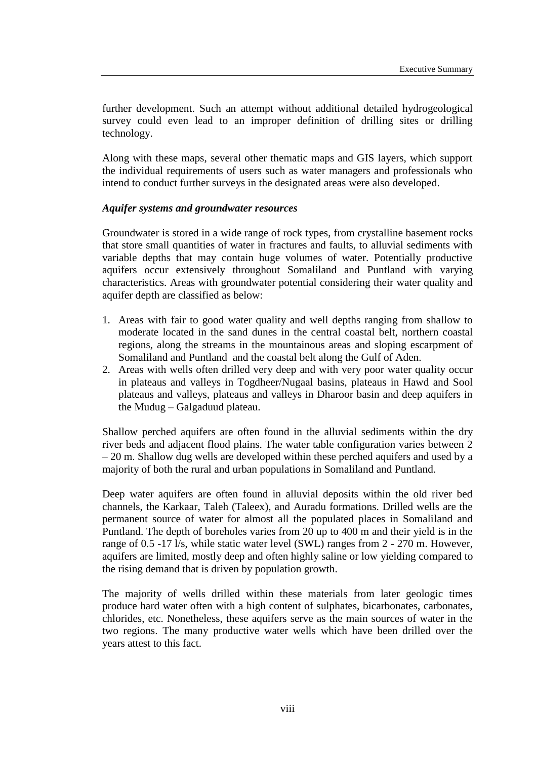further development. Such an attempt without additional detailed hydrogeological survey could even lead to an improper definition of drilling sites or drilling technology.

Along with these maps, several other thematic maps and GIS layers, which support the individual requirements of users such as water managers and professionals who intend to conduct further surveys in the designated areas were also developed.

***Aquifer systems and groundwater resources***

Groundwater is stored in a wide range of rock types, from crystalline basement rocks that store small quantities of water in fractures and faults, to alluvial sediments with variable depths that may contain huge volumes of water. Potentially productive aquifers occur extensively throughout Somaliland and Puntland with varying characteristics. Areas with groundwater potential considering their water quality and aquifer depth are classified as below:

1. Areas with fair to good water quality and well depths ranging from shallow to moderate located in the sand dunes in the central coastal belt, northern coastal regions, along the streams in the mountainous areas and sloping escarpment of Somaliland and Puntland and the coastal belt along the Gulf of Aden.
2. Areas with wells often drilled very deep and with very poor water quality occur in plateaus and valleys in Togdheer/Nugaal basins, plateaus in Hawd and Sool plateaus and valleys, plateaus and valleys in Dharoor basin and deep aquifers in the Mudug – Galgaduud plateau.

Shallow perched aquifers are often found in the alluvial sediments within the dry river beds and adjacent flood plains. The water table configuration varies between 2 – 20 m. Shallow dug wells are developed within these perched aquifers and used by a majority of both the rural and urban populations in Somaliland and Puntland.

Deep water aquifers are often found in alluvial deposits within the old river bed channels, the Karkaar, Taleh (Taleex), and Auradu formations. Drilled wells are the permanent source of water for almost all the populated places in Somaliland and Puntland. The depth of boreholes varies from 20 up to 400 m and their yield is in the range of 0.5 -17 l/s, while static water level (SWL) ranges from 2 - 270 m. However, aquifers are limited, mostly deep and often highly saline or low yielding compared to the rising demand that is driven by population growth.

The majority of wells drilled within these materials from later geologic times produce hard water often with a high content of sulphates, bicarbonates, carbonates, chlorides, etc. Nonetheless, these aquifers serve as the main sources of water in the two regions. The many productive water wells which have been drilled over the years attest to this fact.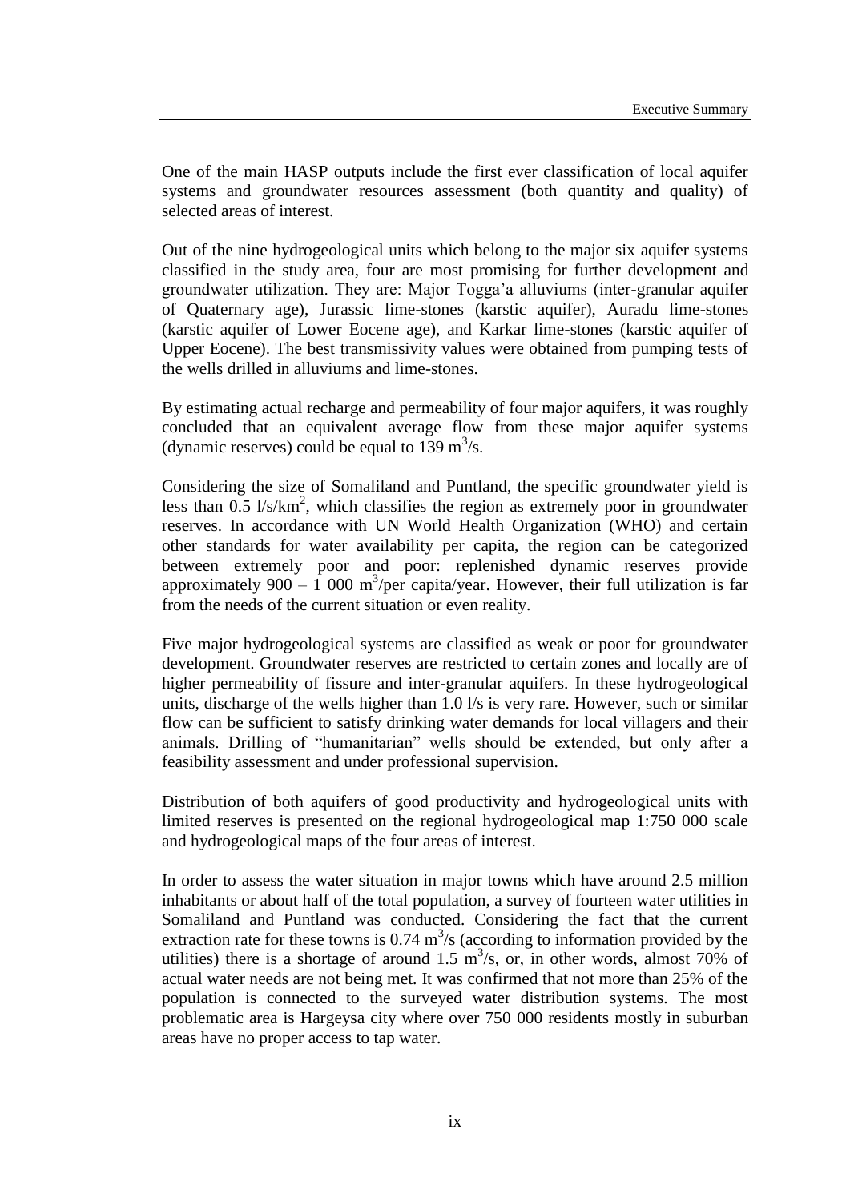One of the main HASP outputs include the first ever classification of local aquifer systems and groundwater resources assessment (both quantity and quality) of selected areas of interest.

Out of the nine hydrogeological units which belong to the major six aquifer systems classified in the study area, four are most promising for further development and groundwater utilization. They are: Major Togga'a alluviums (inter-granular aquifer of Quaternary age), Jurassic lime-stones (karstic aquifer), Auradu lime-stones (karstic aquifer of Lower Eocene age), and Karkar lime-stones (karstic aquifer of Upper Eocene). The best transmissivity values were obtained from pumping tests of the wells drilled in alluviums and lime-stones.

By estimating actual recharge and permeability of four major aquifers, it was roughly concluded that an equivalent average flow from these major aquifer systems (dynamic reserves) could be equal to 139 $m^3/s$.

Considering the size of Somaliland and Puntland, the specific groundwater yield is less than 0.5 $l/s/km^2$, which classifies the region as extremely poor in groundwater reserves. In accordance with UN World Health Organization (WHO) and certain other standards for water availability per capita, the region can be categorized between extremely poor and poor: replenished dynamic reserves provide approximately 900 – 1 000 $m^3$/per capita/year. However, their full utilization is far from the needs of the current situation or even reality.

Five major hydrogeological systems are classified as weak or poor for groundwater development. Groundwater reserves are restricted to certain zones and locally are of higher permeability of fissure and inter-granular aquifers. In these hydrogeological units, discharge of the wells higher than 1.0 l/s is very rare. However, such or similar flow can be sufficient to satisfy drinking water demands for local villagers and their animals. Drilling of "humanitarian" wells should be extended, but only after a feasibility assessment and under professional supervision.

Distribution of both aquifers of good productivity and hydrogeological units with limited reserves is presented on the regional hydrogeological map 1:750 000 scale and hydrogeological maps of the four areas of interest.

In order to assess the water situation in major towns which have around 2.5 million inhabitants or about half of the total population, a survey of fourteen water utilities in Somaliland and Puntland was conducted. Considering the fact that the current extraction rate for these towns is 0.74 $m^3/s$ (according to information provided by the utilities) there is a shortage of around 1.5 $m^3/s$, or, in other words, almost 70% of actual water needs are not being met. It was confirmed that not more than 25% of the population is connected to the surveyed water distribution systems. The most problematic area is Hargeysa city where over 750 000 residents mostly in suburban areas have no proper access to tap water.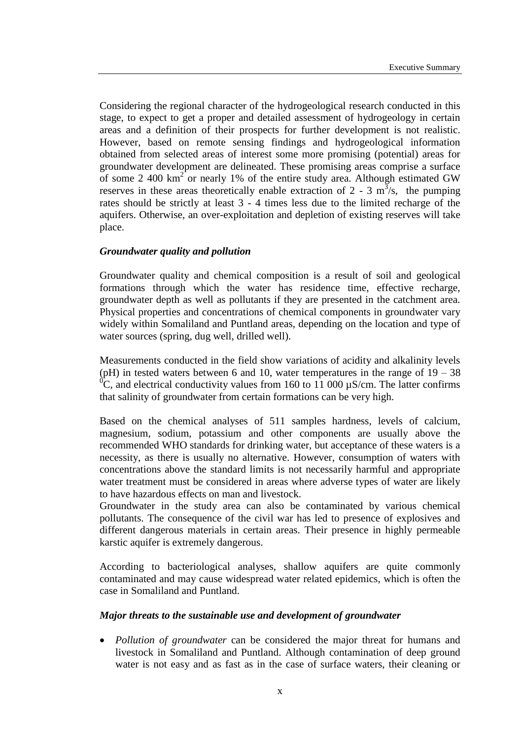Considering the regional character of the hydrogeological research conducted in this stage, to expect to get a proper and detailed assessment of hydrogeology in certain areas and a definition of their prospects for further development is not realistic. However, based on remote sensing findings and hydrogeological information obtained from selected areas of interest some more promising (potential) areas for groundwater development are delineated. These promising areas comprise a surface of some 2 400 $km^2$ or nearly 1% of the entire study area. Although estimated GW reserves in these areas theoretically enable extraction of 2 - 3 $m^3/s$, the pumping rates should be strictly at least 3 - 4 times less due to the limited recharge of the aquifers. Otherwise, an over-exploitation and depletion of existing reserves will take place.

### *Groundwater quality and pollution*

Groundwater quality and chemical composition is a result of soil and geological formations through which the water has residence time, effective recharge, groundwater depth as well as pollutants if they are presented in the catchment area. Physical properties and concentrations of chemical components in groundwater vary widely within Somaliland and Puntland areas, depending on the location and type of water sources (spring, dug well, drilled well).

Measurements conducted in the field show variations of acidity and alkalinity levels (pH) in tested waters between 6 and 10, water temperatures in the range of 19 – 38 $^0C$, and electrical conductivity values from 160 to 11 000 µS/cm. The latter confirms that salinity of groundwater from certain formations can be very high.

Based on the chemical analyses of 511 samples hardness, levels of calcium, magnesium, sodium, potassium and other components are usually above the recommended WHO standards for drinking water, but acceptance of these waters is a necessity, as there is usually no alternative. However, consumption of waters with concentrations above the standard limits is not necessarily harmful and appropriate water treatment must be considered in areas where adverse types of water are likely to have hazardous effects on man and livestock.

Groundwater in the study area can also be contaminated by various chemical pollutants. The consequence of the civil war has led to presence of explosives and different dangerous materials in certain areas. Their presence in highly permeable karstic aquifer is extremely dangerous.

According to bacteriological analyses, shallow aquifers are quite commonly contaminated and may cause widespread water related epidemics, which is often the case in Somaliland and Puntland.

### *Major threats to the sustainable use and development of groundwater*

- *Pollution of groundwater* can be considered the major threat for humans and livestock in Somaliland and Puntland. Although contamination of deep ground water is not easy and as fast as in the case of surface waters, their cleaning or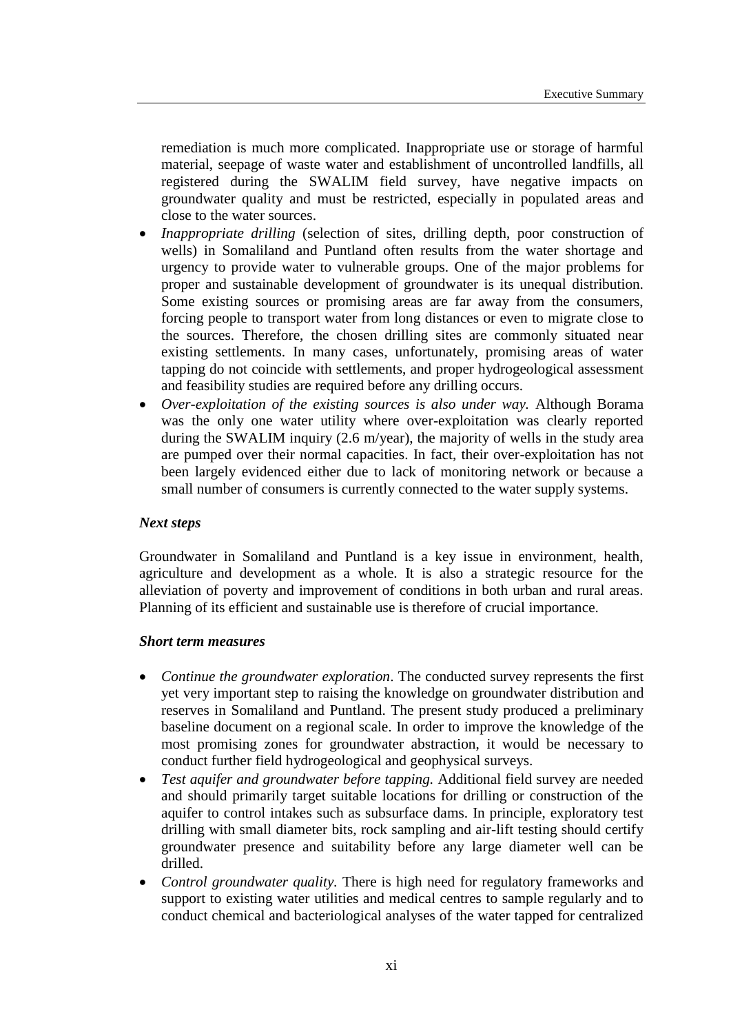remediation is much more complicated. Inappropriate use or storage of harmful material, seepage of waste water and establishment of uncontrolled landfills, all registered during the SWALIM field survey, have negative impacts on groundwater quality and must be restricted, especially in populated areas and close to the water sources.

- *Inappropriate drilling* (selection of sites, drilling depth, poor construction of wells) in Somaliland and Puntland often results from the water shortage and urgency to provide water to vulnerable groups. One of the major problems for proper and sustainable development of groundwater is its unequal distribution. Some existing sources or promising areas are far away from the consumers, forcing people to transport water from long distances or even to migrate close to the sources. Therefore, the chosen drilling sites are commonly situated near existing settlements. In many cases, unfortunately, promising areas of water tapping do not coincide with settlements, and proper hydrogeological assessment and feasibility studies are required before any drilling occurs.
- *Over-exploitation of the existing sources is also under way.* Although Borama was the only one water utility where over-exploitation was clearly reported during the SWALIM inquiry (2.6 m/year), the majority of wells in the study area are pumped over their normal capacities. In fact, their over-exploitation has not been largely evidenced either due to lack of monitoring network or because a small number of consumers is currently connected to the water supply systems.

***Next steps***

Groundwater in Somaliland and Puntland is a key issue in environment, health, agriculture and development as a whole. It is also a strategic resource for the alleviation of poverty and improvement of conditions in both urban and rural areas. Planning of its efficient and sustainable use is therefore of crucial importance.

***Short term measures***

- *Continue the groundwater exploration*. The conducted survey represents the first yet very important step to raising the knowledge on groundwater distribution and reserves in Somaliland and Puntland. The present study produced a preliminary baseline document on a regional scale. In order to improve the knowledge of the most promising zones for groundwater abstraction, it would be necessary to conduct further field hydrogeological and geophysical surveys.
- *Test aquifer and groundwater before tapping.* Additional field survey are needed and should primarily target suitable locations for drilling or construction of the aquifer to control intakes such as subsurface dams. In principle, exploratory test drilling with small diameter bits, rock sampling and air-lift testing should certify groundwater presence and suitability before any large diameter well can be drilled.
- *Control groundwater quality*. There is high need for regulatory frameworks and support to existing water utilities and medical centres to sample regularly and to conduct chemical and bacteriological analyses of the water tapped for centralized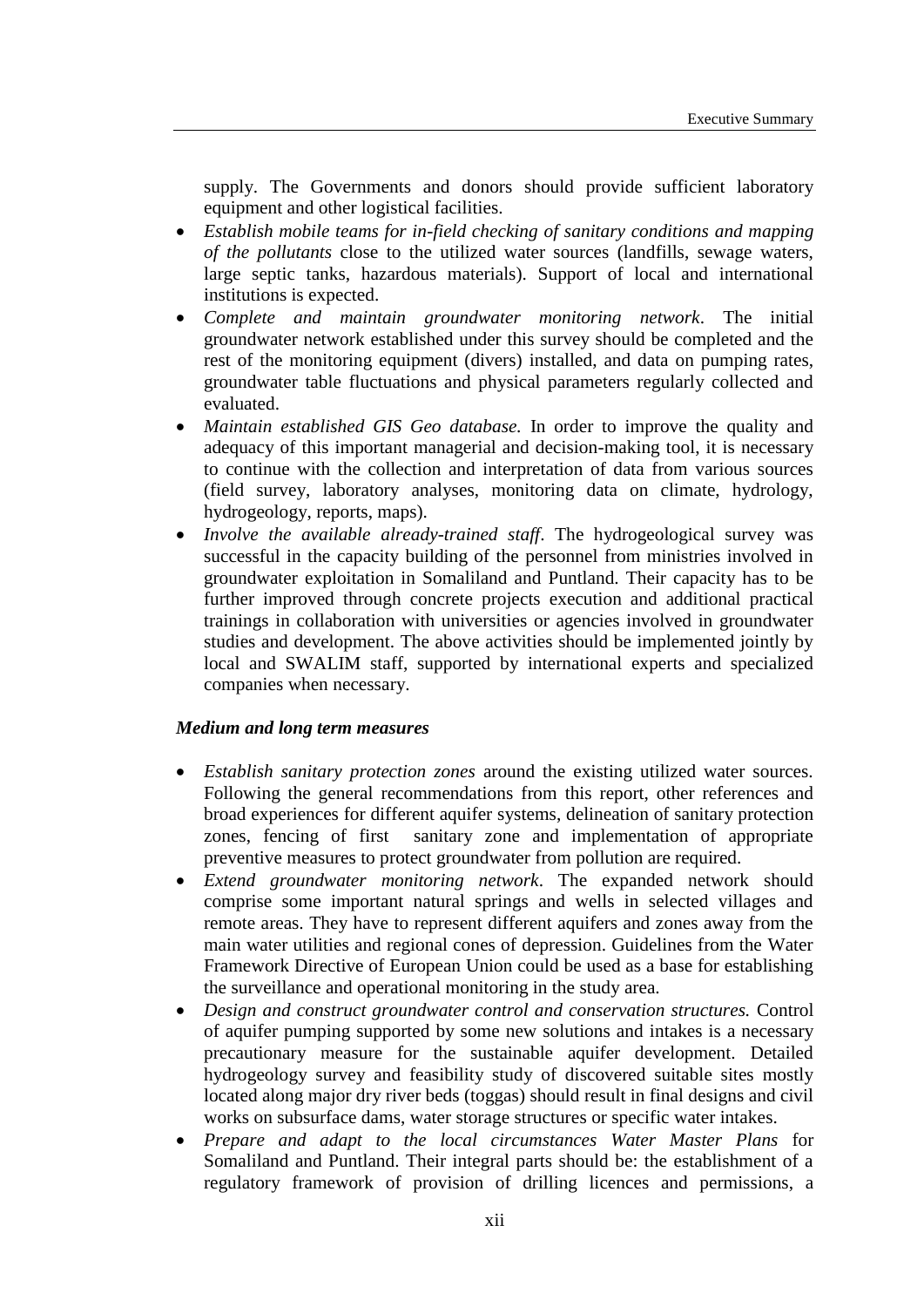supply. The Governments and donors should provide sufficient laboratory equipment and other logistical facilities.

- *Establish mobile teams for in-field checking of sanitary conditions and mapping of the pollutants* close to the utilized water sources (landfills, sewage waters, large septic tanks, hazardous materials). Support of local and international institutions is expected.
- *Complete and maintain groundwater monitoring network*. The initial groundwater network established under this survey should be completed and the rest of the monitoring equipment (divers) installed, and data on pumping rates, groundwater table fluctuations and physical parameters regularly collected and evaluated.
- *Maintain established GIS Geo database.* In order to improve the quality and adequacy of this important managerial and decision-making tool, it is necessary to continue with the collection and interpretation of data from various sources (field survey, laboratory analyses, monitoring data on climate, hydrology, hydrogeology, reports, maps).
- *Involve the available already-trained staff*. The hydrogeological survey was successful in the capacity building of the personnel from ministries involved in groundwater exploitation in Somaliland and Puntland. Their capacity has to be further improved through concrete projects execution and additional practical trainings in collaboration with universities or agencies involved in groundwater studies and development. The above activities should be implemented jointly by local and SWALIM staff, supported by international experts and specialized companies when necessary.

***Medium and long term measures***

- *Establish sanitary protection zones* around the existing utilized water sources. Following the general recommendations from this report, other references and broad experiences for different aquifer systems, delineation of sanitary protection zones, fencing of first sanitary zone and implementation of appropriate preventive measures to protect groundwater from pollution are required.
- *Extend groundwater monitoring network*. The expanded network should comprise some important natural springs and wells in selected villages and remote areas. They have to represent different aquifers and zones away from the main water utilities and regional cones of depression. Guidelines from the Water Framework Directive of European Union could be used as a base for establishing the surveillance and operational monitoring in the study area.
- *Design and construct groundwater control and conservation structures.* Control of aquifer pumping supported by some new solutions and intakes is a necessary precautionary measure for the sustainable aquifer development. Detailed hydrogeology survey and feasibility study of discovered suitable sites mostly located along major dry river beds (toggas) should result in final designs and civil works on subsurface dams, water storage structures or specific water intakes.
- *Prepare and adapt to the local circumstances Water Master Plans* for Somaliland and Puntland. Their integral parts should be: the establishment of a regulatory framework of provision of drilling licences and permissions, a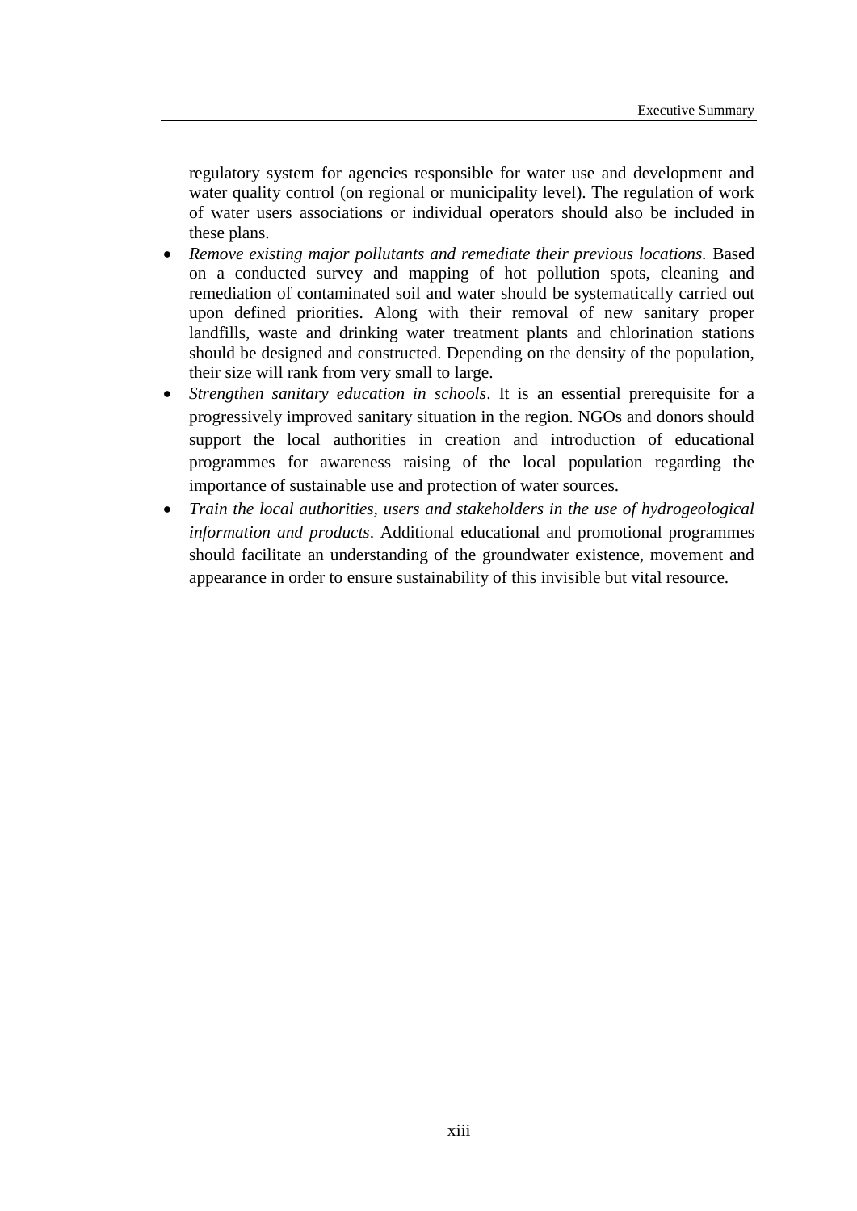regulatory system for agencies responsible for water use and development and water quality control (on regional or municipality level). The regulation of work of water users associations or individual operators should also be included in these plans.

- *Remove existing major pollutants and remediate their previous locations.* Based on a conducted survey and mapping of hot pollution spots, cleaning and remediation of contaminated soil and water should be systematically carried out upon defined priorities. Along with their removal of new sanitary proper landfills, waste and drinking water treatment plants and chlorination stations should be designed and constructed. Depending on the density of the population, their size will rank from very small to large.
- *Strengthen sanitary education in schools*. It is an essential prerequisite for a progressively improved sanitary situation in the region. NGOs and donors should support the local authorities in creation and introduction of educational programmes for awareness raising of the local population regarding the importance of sustainable use and protection of water sources.
- *Train the local authorities, users and stakeholders in the use of hydrogeological information and products*. Additional educational and promotional programmes should facilitate an understanding of the groundwater existence, movement and appearance in order to ensure sustainability of this invisible but vital resource.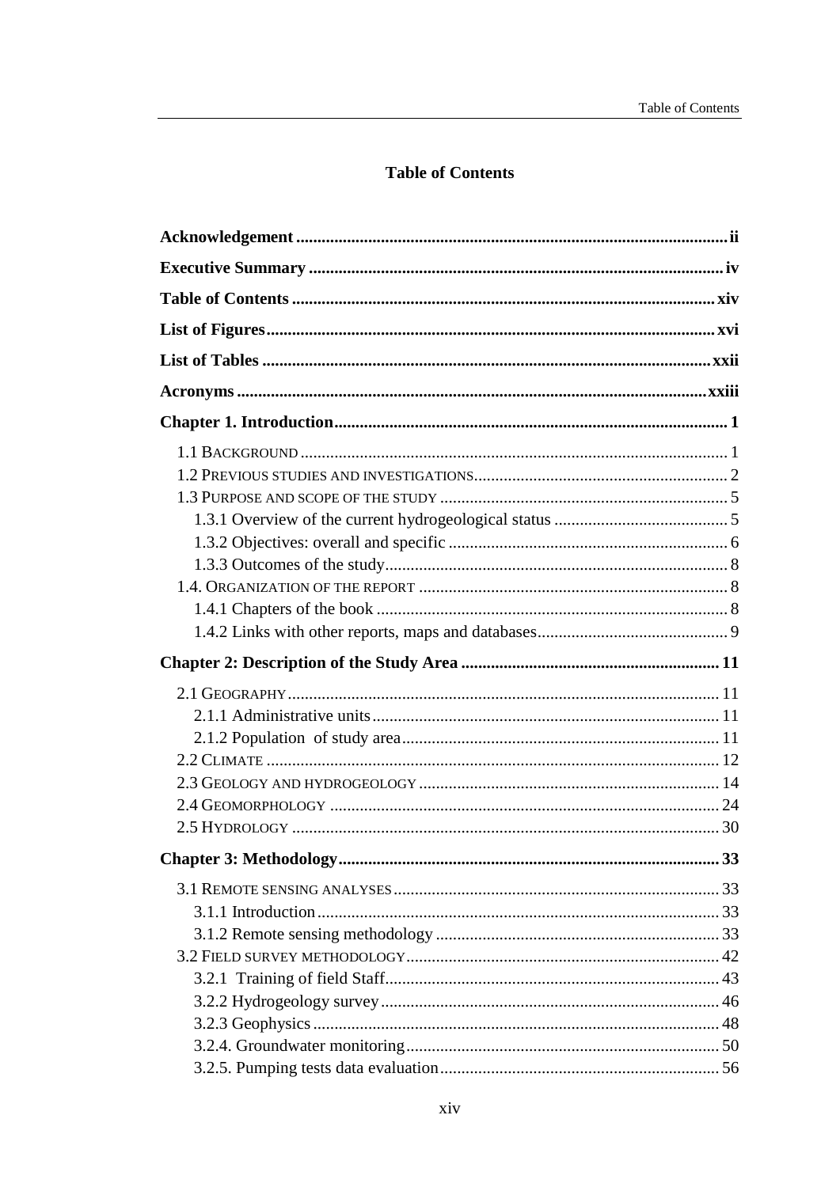# Table of Contents

**Acknowledgement** ..................................................................................................... **ii**

**Executive Summary** .................................................................................................. **iv**

**Table of Contents** .................................................................................................... **xiv**

**List of Figures** .......................................................................................................... **xvi**

**List of Tables** ........................................................................................................... **xxii**

**Acronyms** ............................................................................................................... **xxiii**

**Chapter 1. Introduction** ............................................................................................ **1**

1.1 Background ...................................................................................................... 1
1.2 Previous studies and investigations ................................................................ 2
1.3 Purpose and scope of the study ...................................................................... 5
1.3.1 Overview of the current hydrogeological status ........................................ 5
1.3.2 Objectives: overall and specific ................................................................. 6
1.3.3 Outcomes of the study ................................................................................ 8
1.4. Organization of the report .............................................................................. 8
1.4.1 Chapters of the book ................................................................................... 8
1.4.2 Links with other reports, maps and databases ............................................ 9

**Chapter 2: Description of the Study Area** ............................................................. **11**

2.1 Geography ....................................................................................................... 11
2.1.1 Administrative units .................................................................................. 11
2.1.2 Population of study area ........................................................................... 11
2.2 Climate ............................................................................................................ 12
2.3 Geology and hydrogeology ............................................................................ 14
2.4 Geomorphology .............................................................................................. 24
2.5 Hydrology ....................................................................................................... 30

**Chapter 3: Methodology** ......................................................................................... **33**

3.1 Remote sensing analyses ................................................................................ 33
3.1.1 Introduction ............................................................................................... 33
3.1.2 Remote sensing methodology ................................................................... 33
3.2 Field survey methodology .............................................................................. 42
3.2.1 Training of field Staff ................................................................................ 43
3.2.2 Hydrogeology survey ................................................................................ 46
3.2.3 Geophysics ................................................................................................ 48
3.2.4. Groundwater monitoring .......................................................................... 50
3.2.5. Pumping tests data evaluation .................................................................. 56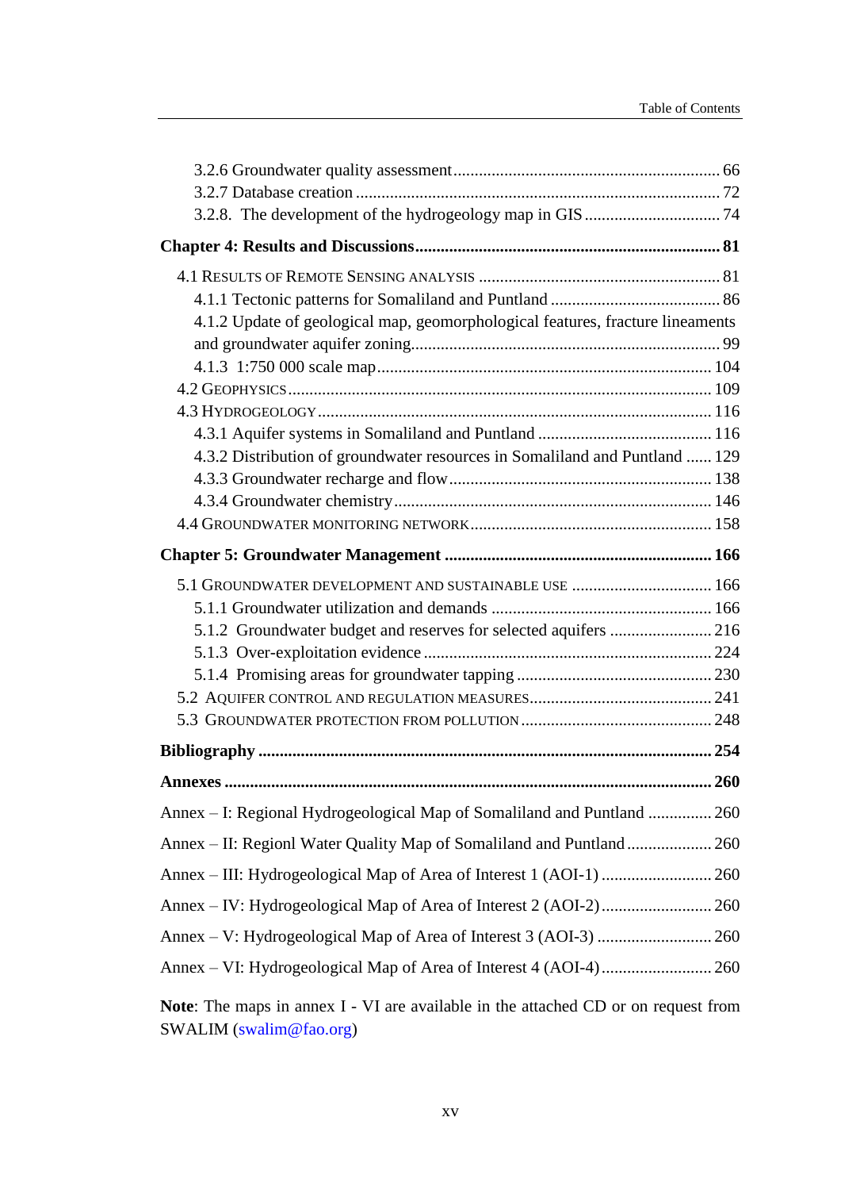3.2.6 Groundwater quality assessment .............................................................. 66
3.2.7 Database creation .................................................................................... 72
3.2.8. The development of the hydrogeology map in GIS ................................ 74

**Chapter 4: Results and Discussions ....................................................................... 81**

4.1 RESULTS OF REMOTE SENSING ANALYSIS ........................................................ 81
4.1.1 Tectonic patterns for Somaliland and Puntland ........................................ 86
4.1.2 Update of geological map, geomorphological features, fracture lineaments and groundwater aquifer zoning ........................................................................ 99
4.1.3 1:750 000 scale map .............................................................................. 104
4.2 GEOPHYSICS .................................................................................................. 109
4.3 HYDROGEOLOGY ............................................................................................ 116
4.3.1 Aquifer systems in Somaliland and Puntland ......................................... 116
4.3.2 Distribution of groundwater resources in Somaliland and Puntland ...... 129
4.3.3 Groundwater recharge and flow ............................................................. 138
4.3.4 Groundwater chemistry .......................................................................... 146
4.4 GROUNDWATER MONITORING NETWORK ........................................................ 158

**Chapter 5: Groundwater Management .............................................................. 166**

5.1 GROUNDWATER DEVELOPMENT AND SUSTAINABLE USE ................................. 166
5.1.1 Groundwater utilization and demands .................................................... 166
5.1.2 Groundwater budget and reserves for selected aquifers ........................ 216
5.1.3 Over-exploitation evidence ................................................................... 224
5.1.4 Promising areas for groundwater tapping ............................................. 230
5.2 AQUIFER CONTROL AND REGULATION MEASURES .......................................... 241
5.3 GROUNDWATER PROTECTION FROM POLLUTION ............................................. 248

**Bibliography .......................................................................................................... 254**

**Annexes .................................................................................................................. 260**

Annex – I: Regional Hydrogeological Map of Somaliland and Puntland ............... 260

Annex – II: Regionl Water Quality Map of Somaliland and Puntland .................... 260

Annex – III: Hydrogeological Map of Area of Interest 1 (AOI-1) .......................... 260

Annex – IV: Hydrogeological Map of Area of Interest 2 (AOI-2) .......................... 260

Annex – V: Hydrogeological Map of Area of Interest 3 (AOI-3) ........................... 260

Annex – VI: Hydrogeological Map of Area of Interest 4 (AOI-4) .......................... 260

**Note**: The maps in annex I - VI are available in the attached CD or on request from SWALIM (swalim@fao.org)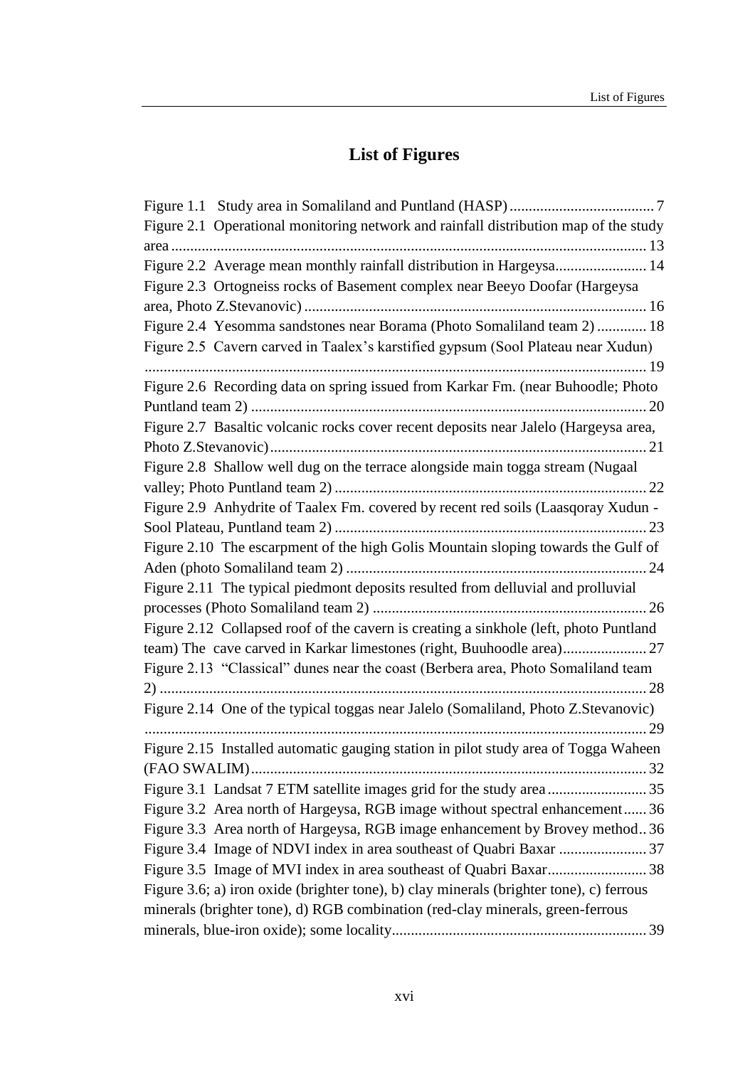# List of Figures

Figure 1.1 Study area in Somaliland and Puntland (HASP) ..................................... 7
Figure 2.1 Operational monitoring network and rainfall distribution map of the study area ........................................................................................................................... 13
Figure 2.2 Average mean monthly rainfall distribution in Hargeysa........................ 14
Figure 2.3 Ortogneiss rocks of Basement complex near Beeyo Doofar (Hargeysa area, Photo Z.Stevanovic) ........................................................................................ 16
Figure 2.4 Yesomma sandstones near Borama (Photo Somaliland team 2) ............. 18
Figure 2.5 Cavern carved in Taalex's karstified gypsum (Sool Plateau near Xudun) ................................................................................................................................. 19
Figure 2.6 Recording data on spring issued from Karkar Fm. (near Buhoodle; Photo Puntland team 2) ...................................................................................................... 20
Figure 2.7 Basaltic volcanic rocks cover recent deposits near Jalelo (Hargeysa area, Photo Z.Stevanovic) ................................................................................................. 21
Figure 2.8 Shallow well dug on the terrace alongside main togga stream (Nugaal valley; Photo Puntland team 2) ................................................................................ 22
Figure 2.9 Anhydrite of Taalex Fm. covered by recent red soils (Laasqoray Xudun - Sool Plateau, Puntland team 2) ................................................................................ 23
Figure 2.10 The escarpment of the high Golis Mountain sloping towards the Gulf of Aden (photo Somaliland team 2) ............................................................................. 24
Figure 2.11 The typical piedmont deposits resulted from delluvial and prolluvial processes (Photo Somaliland team 2) ...................................................................... 26
Figure 2.12 Collapsed roof of the cavern is creating a sinkhole (left, photo Puntland team) The cave carved in Karkar limestones (right, Buuhoodle area)...................... 27
Figure 2.13 "Classical" dunes near the coast (Berbera area, Photo Somaliland team 2) ............................................................................................................................. 28
Figure 2.14 One of the typical toggas near Jalelo (Somaliland, Photo Z.Stevanovic) ................................................................................................................................. 29
Figure 2.15 Installed automatic gauging station in pilot study area of Togga Waheen (FAO SWALIM)...................................................................................................... 32
Figure 3.1 Landsat 7 ETM satellite images grid for the study area .......................... 35
Figure 3.2 Area north of Hargeysa, RGB image without spectral enhancement...... 36
Figure 3.3 Area north of Hargeysa, RGB image enhancement by Brovey method.. 36
Figure 3.4 Image of NDVI index in area southeast of Quabri Baxar ....................... 37
Figure 3.5 Image of MVI index in area southeast of Quabri Baxar.......................... 38
Figure 3.6; a) iron oxide (brighter tone), b) clay minerals (brighter tone), c) ferrous minerals (brighter tone), d) RGB combination (red-clay minerals, green-ferrous minerals, blue-iron oxide); some locality.................................................................. 39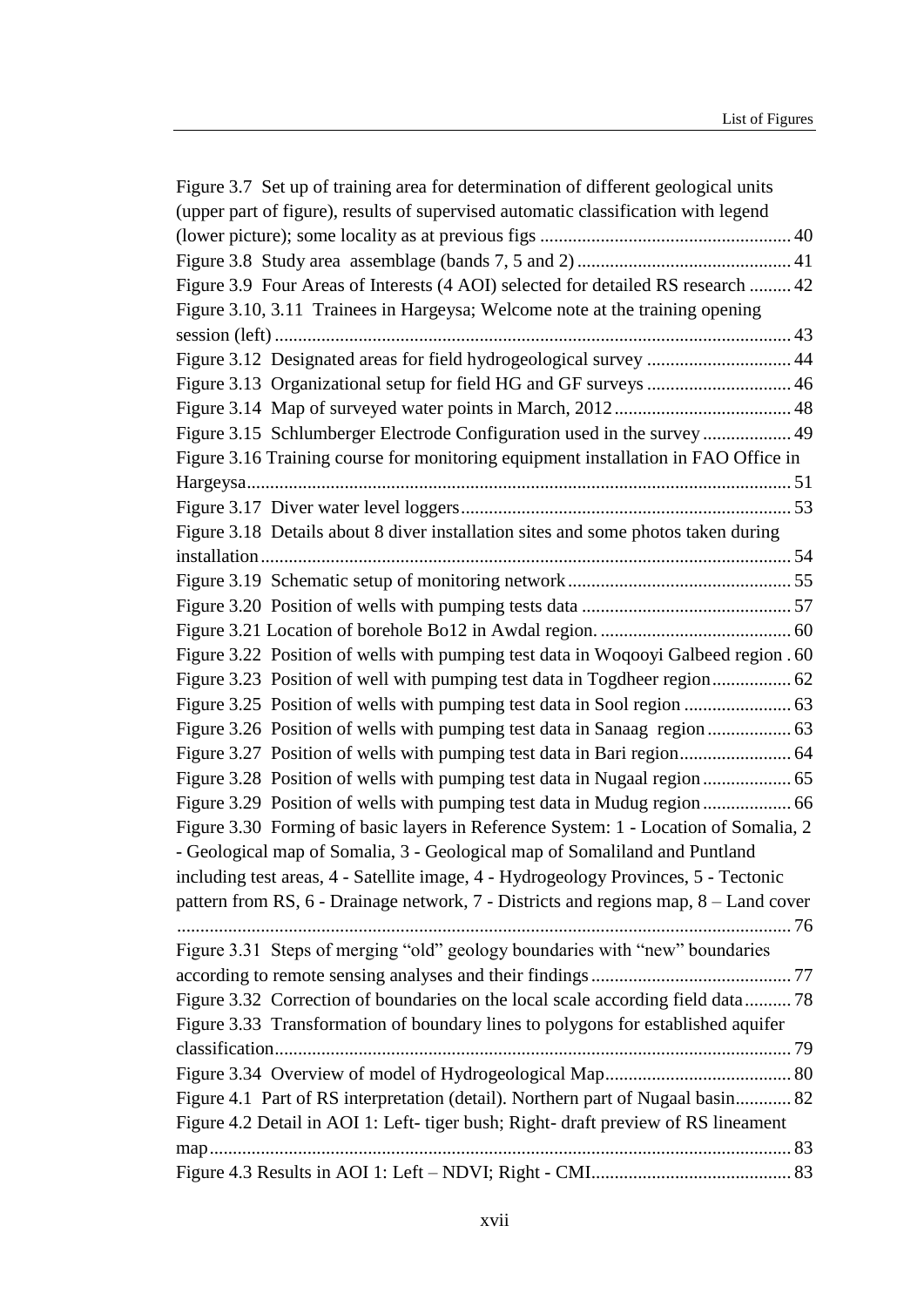Figure 3.7 Set up of training area for determination of different geological units (upper part of figure), results of supervised automatic classification with legend (lower picture); some locality as at previous figs ...................................................... 40

Figure 3.8 Study area assemblage (bands 7, 5 and 2) ............................................. 41

Figure 3.9 Four Areas of Interests (4 AOI) selected for detailed RS research ......... 42

Figure 3.10, 3.11 Trainees in Hargeysa; Welcome note at the training opening session (left) ............................................................................................................. 43

Figure 3.12 Designated areas for field hydrogeological survey ............................... 44

Figure 3.13 Organizational setup for field HG and GF surveys ............................... 46

Figure 3.14 Map of surveyed water points in March, 2012 ...................................... 48

Figure 3.15 Schlumberger Electrode Configuration used in the survey ................... 49

Figure 3.16 Training course for monitoring equipment installation in FAO Office in Hargeysa .................................................................................................................... 51

Figure 3.17 Diver water level loggers ....................................................................... 53

Figure 3.18 Details about 8 diver installation sites and some photos taken during installation ................................................................................................................. 54

Figure 3.19 Schematic setup of monitoring network ................................................ 55

Figure 3.20 Position of wells with pumping tests data ............................................. 57

Figure 3.21 Location of borehole Bo12 in Awdal region. ......................................... 60

Figure 3.22 Position of wells with pumping test data in Woqooyi Galbeed region . 60

Figure 3.23 Position of well with pumping test data in Togdheer region ................. 62

Figure 3.25 Position of wells with pumping test data in Sool region ....................... 63

Figure 3.26 Position of wells with pumping test data in Sanaag region .................. 63

Figure 3.27 Position of wells with pumping test data in Bari region ........................ 64

Figure 3.28 Position of wells with pumping test data in Nugaal region ................... 65

Figure 3.29 Position of wells with pumping test data in Mudug region ................... 66

Figure 3.30 Forming of basic layers in Reference System: 1 - Location of Somalia, 2 - Geological map of Somalia, 3 - Geological map of Somaliland and Puntland including test areas, 4 - Satellite image, 4 - Hydrogeology Provinces, 5 - Tectonic pattern from RS, 6 - Drainage network, 7 - Districts and regions map, 8 – Land cover ................................................................................................................................. 76

Figure 3.31 Steps of merging “old” geology boundaries with “new” boundaries according to remote sensing analyses and their findings ........................................... 77

Figure 3.32 Correction of boundaries on the local scale according field data .......... 78

Figure 3.33 Transformation of boundary lines to polygons for established aquifer classification .............................................................................................................. 79

Figure 3.34 Overview of model of Hydrogeological Map ........................................ 80

Figure 4.1 Part of RS interpretation (detail). Northern part of Nugaal basin ............ 82

Figure 4.2 Detail in AOI 1: Left- tiger bush; Right- draft preview of RS lineament map ............................................................................................................................ 83

Figure 4.3 Results in AOI 1: Left – NDVI; Right - CMI ........................................... 83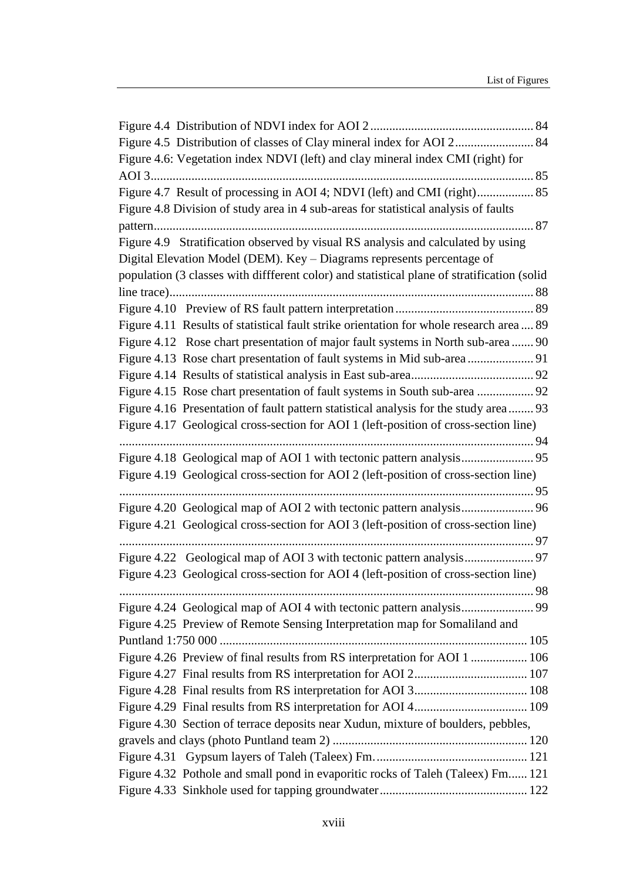Figure 4.4 Distribution of NDVI index for AOI 2 ........ 84
Figure 4.5 Distribution of classes of Clay mineral index for AOI 2 ........ 84
Figure 4.6: Vegetation index NDVI (left) and clay mineral index CMI (right) for AOI 3 ........ 85
Figure 4.7 Result of processing in AOI 4; NDVI (left) and CMI (right) ........ 85
Figure 4.8 Division of study area in 4 sub-areas for statistical analysis of faults pattern ........ 87
Figure 4.9 Stratification observed by visual RS analysis and calculated by using Digital Elevation Model (DEM). Key – Diagrams represents percentage of population (3 classes with diffferent color) and statistical plane of stratification (solid line trace) ........ 88
Figure 4.10 Preview of RS fault pattern interpretation ........ 89
Figure 4.11 Results of statistical fault strike orientation for whole research area ........ 89
Figure 4.12 Rose chart presentation of major fault systems in North sub-area ........ 90
Figure 4.13 Rose chart presentation of fault systems in Mid sub-area ........ 91
Figure 4.14 Results of statistical analysis in East sub-area ........ 92
Figure 4.15 Rose chart presentation of fault systems in South sub-area ........ 92
Figure 4.16 Presentation of fault pattern statistical analysis for the study area ........ 93
Figure 4.17 Geological cross-section for AOI 1 (left-position of cross-section line) ........ 94
Figure 4.18 Geological map of AOI 1 with tectonic pattern analysis ........ 95
Figure 4.19 Geological cross-section for AOI 2 (left-position of cross-section line) ........ 95
Figure 4.20 Geological map of AOI 2 with tectonic pattern analysis ........ 96
Figure 4.21 Geological cross-section for AOI 3 (left-position of cross-section line) ........ 97
Figure 4.22 Geological map of AOI 3 with tectonic pattern analysis ........ 97
Figure 4.23 Geological cross-section for AOI 4 (left-position of cross-section line) ........ 98
Figure 4.24 Geological map of AOI 4 with tectonic pattern analysis ........ 99
Figure 4.25 Preview of Remote Sensing Interpretation map for Somaliland and Puntland 1:750 000 ........ 105
Figure 4.26 Preview of final results from RS interpretation for AOI 1 ........ 106
Figure 4.27 Final results from RS interpretation for AOI 2 ........ 107
Figure 4.28 Final results from RS interpretation for AOI 3 ........ 108
Figure 4.29 Final results from RS interpretation for AOI 4 ........ 109
Figure 4.30 Section of terrace deposits near Xudun, mixture of boulders, pebbles, gravels and clays (photo Puntland team 2) ........ 120
Figure 4.31 Gypsum layers of Taleh (Taleex) Fm. ........ 121
Figure 4.32 Pothole and small pond in evaporitic rocks of Taleh (Taleex) Fm. ........ 121
Figure 4.33 Sinkhole used for tapping groundwater ........ 122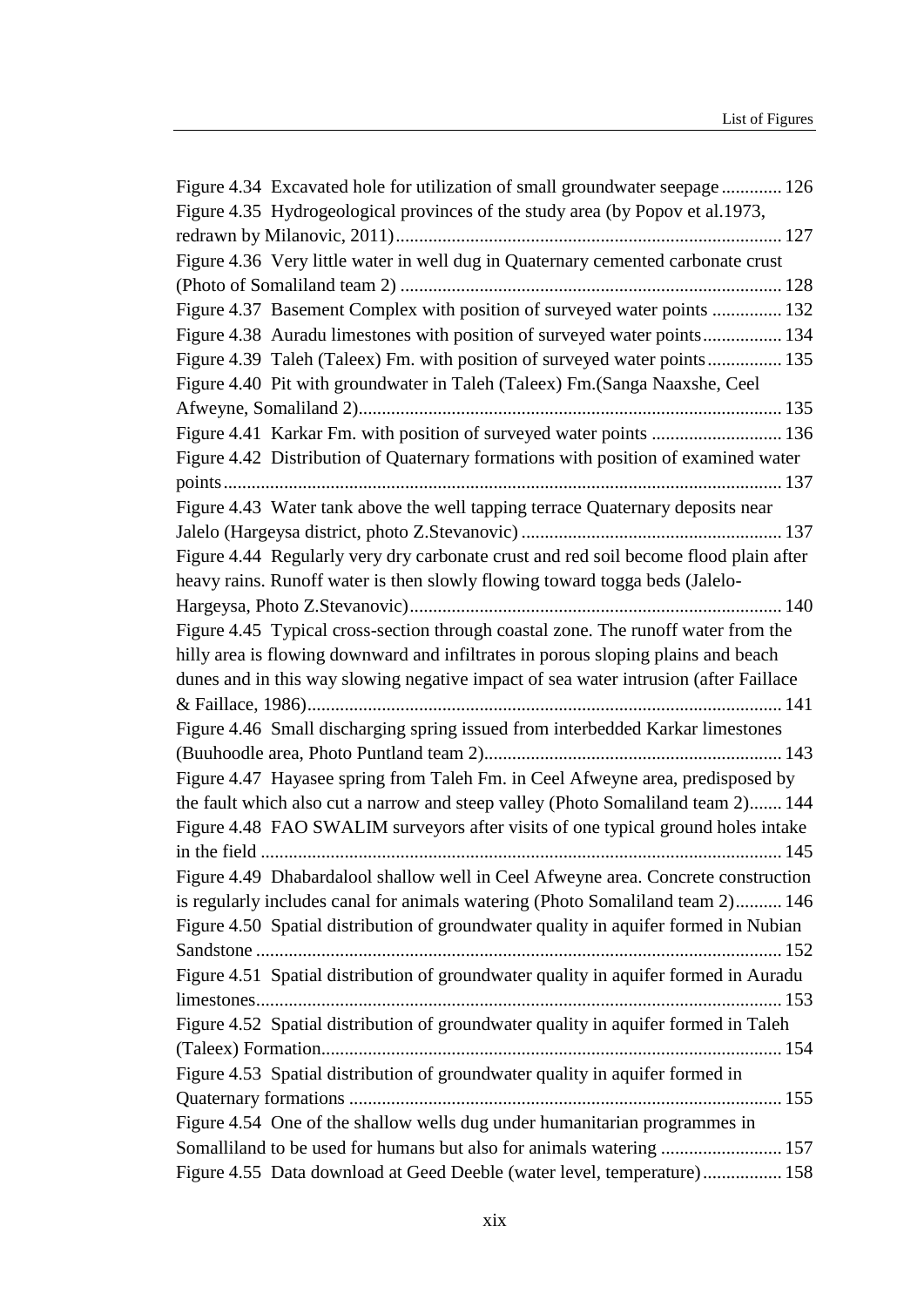Figure 4.34 Excavated hole for utilization of small groundwater seepage ............. 126

Figure 4.35 Hydrogeological provinces of the study area (by Popov et al.1973, redrawn by Milanovic, 2011) ................................................................................. 127

Figure 4.36 Very little water in well dug in Quaternary cemented carbonate crust (Photo of Somaliland team 2) ................................................................................. 128

Figure 4.37 Basement Complex with position of surveyed water points ............... 132

Figure 4.38 Auradu limestones with position of surveyed water points ................. 134

Figure 4.39 Taleh (Taleex) Fm. with position of surveyed water points ................ 135

Figure 4.40 Pit with groundwater in Taleh (Taleex) Fm.(Sanga Naaxshe, Ceel Afweyne, Somaliland 2) .......................................................................................... 135

Figure 4.41 Karkar Fm. with position of surveyed water points ............................ 136

Figure 4.42 Distribution of Quaternary formations with position of examined water points ....................................................................................................................... 137

Figure 4.43 Water tank above the well tapping terrace Quaternary deposits near Jalelo (Hargeysa district, photo Z.Stevanovic) ........................................................ 137

Figure 4.44 Regularly very dry carbonate crust and red soil become flood plain after heavy rains. Runoff water is then slowly flowing toward togga beds (Jalelo-Hargeysa, Photo Z.Stevanovic) ............................................................................... 140

Figure 4.45 Typical cross-section through coastal zone. The runoff water from the hilly area is flowing downward and infiltrates in porous sloping plains and beach dunes and in this way slowing negative impact of sea water intrusion (after Faillace & Faillace, 1986) ..................................................................................................... 141

Figure 4.46 Small discharging spring issued from interbedded Karkar limestones (Buuhoodle area, Photo Puntland team 2) ............................................................... 143

Figure 4.47 Hayasee spring from Taleh Fm. in Ceel Afweyne area, predisposed by the fault which also cut a narrow and steep valley (Photo Somaliland team 2) ....... 144

Figure 4.48 FAO SWALIM surveyors after visits of one typical ground holes intake in the field ............................................................................................................... 145

Figure 4.49 Dhabardalool shallow well in Ceel Afweyne area. Concrete construction is regularly includes canal for animals watering (Photo Somaliland team 2) .......... 146

Figure 4.50 Spatial distribution of groundwater quality in aquifer formed in Nubian Sandstone ............................................................................................................... 152

Figure 4.51 Spatial distribution of groundwater quality in aquifer formed in Auradu limestones ............................................................................................................... 153

Figure 4.52 Spatial distribution of groundwater quality in aquifer formed in Taleh (Taleex) Formation .................................................................................................. 154

Figure 4.53 Spatial distribution of groundwater quality in aquifer formed in Quaternary formations ............................................................................................ 155

Figure 4.54 One of the shallow wells dug under humanitarian programmes in Somalliland to be used for humans but also for animals watering .......................... 157

Figure 4.55 Data download at Geed Deeble (water level, temperature) ................. 158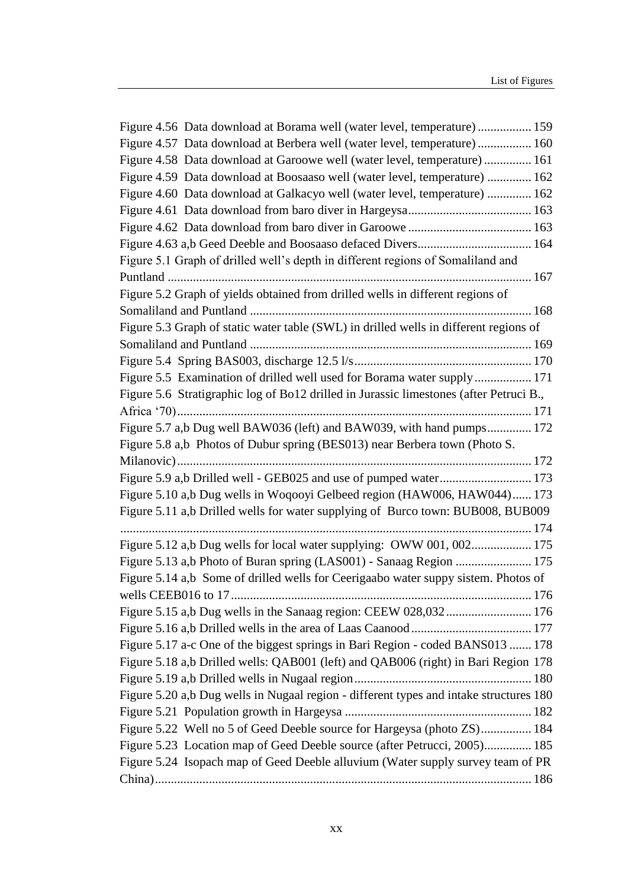Figure 4.56 Data download at Borama well (water level, temperature) ................. 159
Figure 4.57 Data download at Berbera well (water level, temperature) ................. 160
Figure 4.58 Data download at Garoowe well (water level, temperature) ............... 161
Figure 4.59 Data download at Boosaaso well (water level, temperature) .............. 162
Figure 4.60 Data download at Galkacyo well (water level, temperature) .............. 162
Figure 4.61 Data download from baro diver in Hargeysa ....................................... 163
Figure 4.62 Data download from baro diver in Garoowe ....................................... 163
Figure 4.63 a,b Geed Deeble and Boosaaso defaced Divers .................................... 164
Figure 5.1 Graph of drilled well's depth in different regions of Somaliland and Puntland ................................................................................................................... 167
Figure 5.2 Graph of yields obtained from drilled wells in different regions of Somaliland and Puntland ......................................................................................... 168
Figure 5.3 Graph of static water table (SWL) in drilled wells in different regions of Somaliland and Puntland ......................................................................................... 169
Figure 5.4 Spring BAS003, discharge 12.5 l/s ........................................................ 170
Figure 5.5 Examination of drilled well used for Borama water supply .................. 171
Figure 5.6 Stratigraphic log of Bo12 drilled in Jurassic limestones (after Petruci B., Africa '70) ............................................................................................................... 171
Figure 5.7 a,b Dug well BAW036 (left) and BAW039, with hand pumps .............. 172
Figure 5.8 a,b Photos of Dubur spring (BES013) near Berbera town (Photo S. Milanovic) ............................................................................................................... 172
Figure 5.9 a,b Drilled well - GEB025 and use of pumped water ............................ 173
Figure 5.10 a,b Dug wells in Woqooyi Gelbeed region (HAW006, HAW044) ...... 173
Figure 5.11 a,b Drilled wells for water supplying of Burco town: BUB008, BUB009 ................................................................................................................................ 174
Figure 5.12 a,b Dug wells for local water supplying: OWW 001, 002 ................... 175
Figure 5.13 a,b Photo of Buran spring (LAS001) - Sanaag Region ........................ 175
Figure 5.14 a,b Some of drilled wells for Ceerigaabo water suppy sistem. Photos of wells CEEB016 to 17 .............................................................................................. 176
Figure 5.15 a,b Dug wells in the Sanaag region: CEEW 028,032 ........................... 176
Figure 5.16 a,b Drilled wells in the area of Laas Caanood ...................................... 177
Figure 5.17 a-c One of the biggest springs in Bari Region - coded BANS013 ....... 178
Figure 5.18 a,b Drilled wells: QAB001 (left) and QAB006 (right) in Bari Region 178
Figure 5.19 a,b Drilled wells in Nugaal region ........................................................ 180
Figure 5.20 a,b Dug wells in Nugaal region - different types and intake structures 180
Figure 5.21 Population growth in Hargeysa ........................................................... 182
Figure 5.22 Well no 5 of Geed Deeble source for Hargeysa (photo ZS) ................ 184
Figure 5.23 Location map of Geed Deeble source (after Petrucci, 2005) ............... 185
Figure 5.24 Isopach map of Geed Deeble alluvium (Water supply survey team of PR China) ..................................................................................................................... 186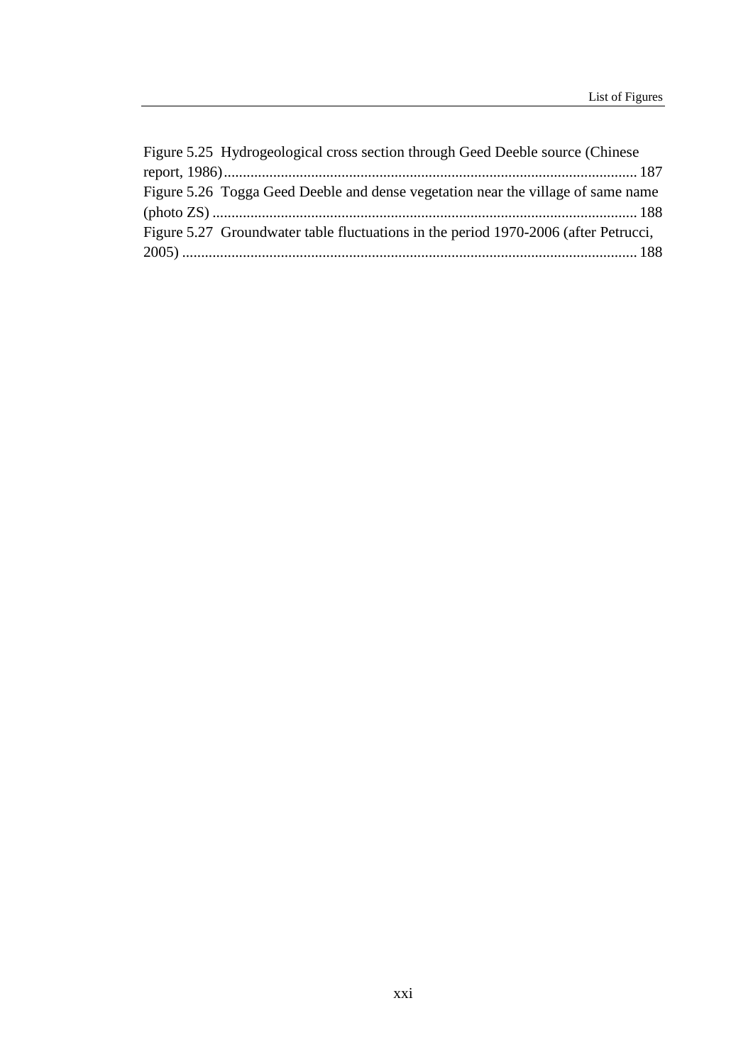Figure 5.25 Hydrogeological cross section through Geed Deeble source (Chinese report, 1986) ............................................................................................................ 187

Figure 5.26 Togga Geed Deeble and dense vegetation near the village of same name (photo ZS) ................................................................................................................ 188

Figure 5.27 Groundwater table fluctuations in the period 1970-2006 (after Petrucci, 2005) ........................................................................................................................ 188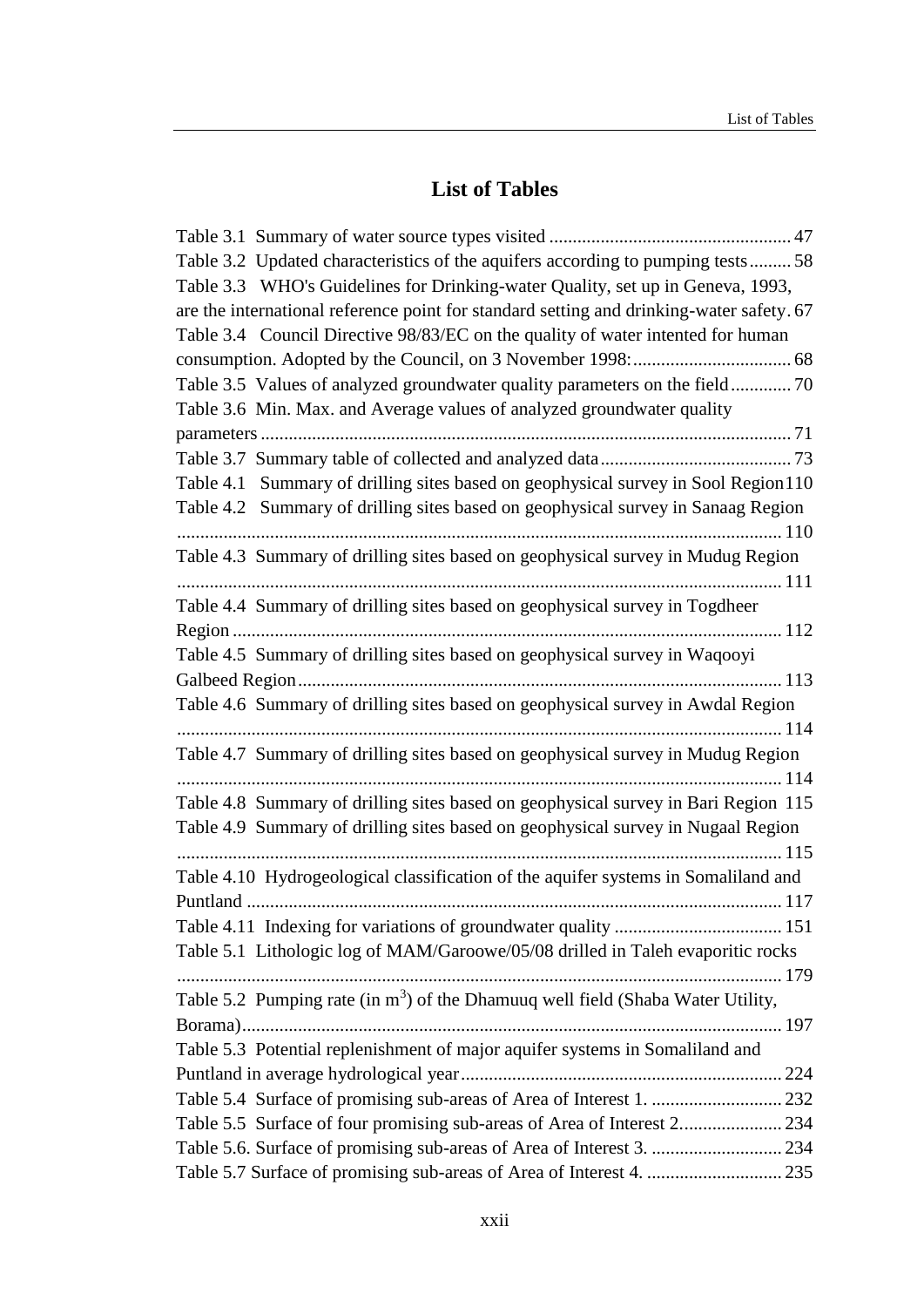## List of Tables

Table 3.1 Summary of water source types visited .................................................... 47

Table 3.2 Updated characteristics of the aquifers according to pumping tests......... 58

Table 3.3 WHO's Guidelines for Drinking-water Quality, set up in Geneva, 1993, are the international reference point for standard setting and drinking-water safety. 67

Table 3.4 Council Directive 98/83/EC on the quality of water intented for human consumption. Adopted by the Council, on 3 November 1998:.................................. 68

Table 3.5 Values of analyzed groundwater quality parameters on the field............. 70

Table 3.6 Min. Max. and Average values of analyzed groundwater quality parameters ................................................................................................................. 71

Table 3.7 Summary table of collected and analyzed data......................................... 73

Table 4.1 Summary of drilling sites based on geophysical survey in Sool Region110

Table 4.2 Summary of drilling sites based on geophysical survey in Sanaag Region ................................................................................................................. 110

Table 4.3 Summary of drilling sites based on geophysical survey in Mudug Region ................................................................................................................. 111

Table 4.4 Summary of drilling sites based on geophysical survey in Togdheer Region ..................................................................................................................... 112

Table 4.5 Summary of drilling sites based on geophysical survey in Waqooyi Galbeed Region....................................................................................................... 113

Table 4.6 Summary of drilling sites based on geophysical survey in Awdal Region ................................................................................................................. 114

Table 4.7 Summary of drilling sites based on geophysical survey in Mudug Region ................................................................................................................. 114

Table 4.8 Summary of drilling sites based on geophysical survey in Bari Region 115

Table 4.9 Summary of drilling sites based on geophysical survey in Nugaal Region ................................................................................................................. 115

Table 4.10 Hydrogeological classification of the aquifer systems in Somaliland and Puntland .................................................................................................................. 117

Table 4.11 Indexing for variations of groundwater quality .................................... 151

Table 5.1 Lithologic log of MAM/Garoowe/05/08 drilled in Taleh evaporitic rocks ................................................................................................................. 179

Table 5.2 Pumping rate (in $m^3$) of the Dhamuuq well field (Shaba Water Utility, Borama).................................................................................................................. 197

Table 5.3 Potential replenishment of major aquifer systems in Somaliland and Puntland in average hydrological year.................................................................... 224

Table 5.4 Surface of promising sub-areas of Area of Interest 1. ............................ 232

Table 5.5 Surface of four promising sub-areas of Area of Interest 2...................... 234

Table 5.6. Surface of promising sub-areas of Area of Interest 3. ............................ 234

Table 5.7 Surface of promising sub-areas of Area of Interest 4. ............................. 235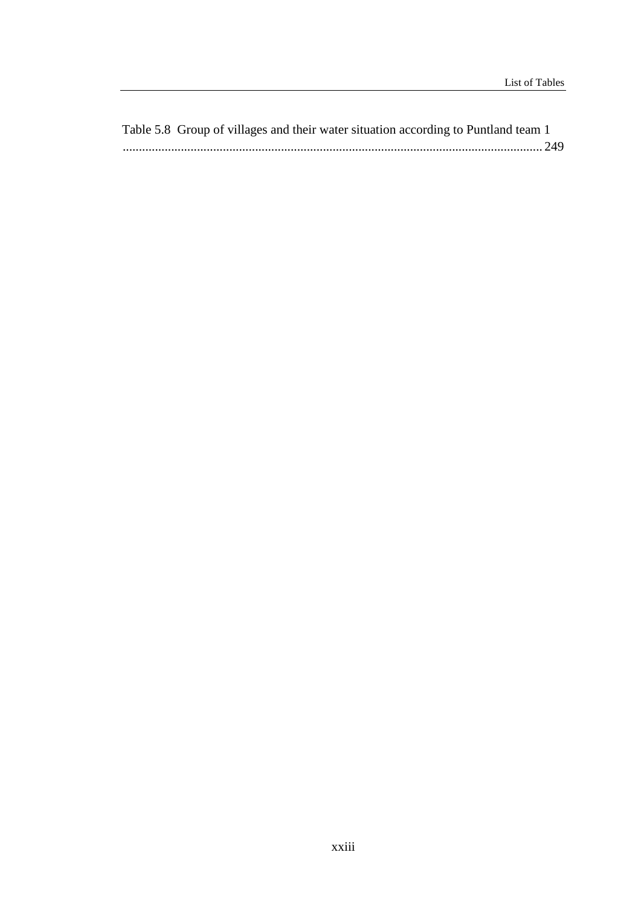Table 5.8 Group of villages and their water situation according to Puntland team 1 ................................................................................................................................. 249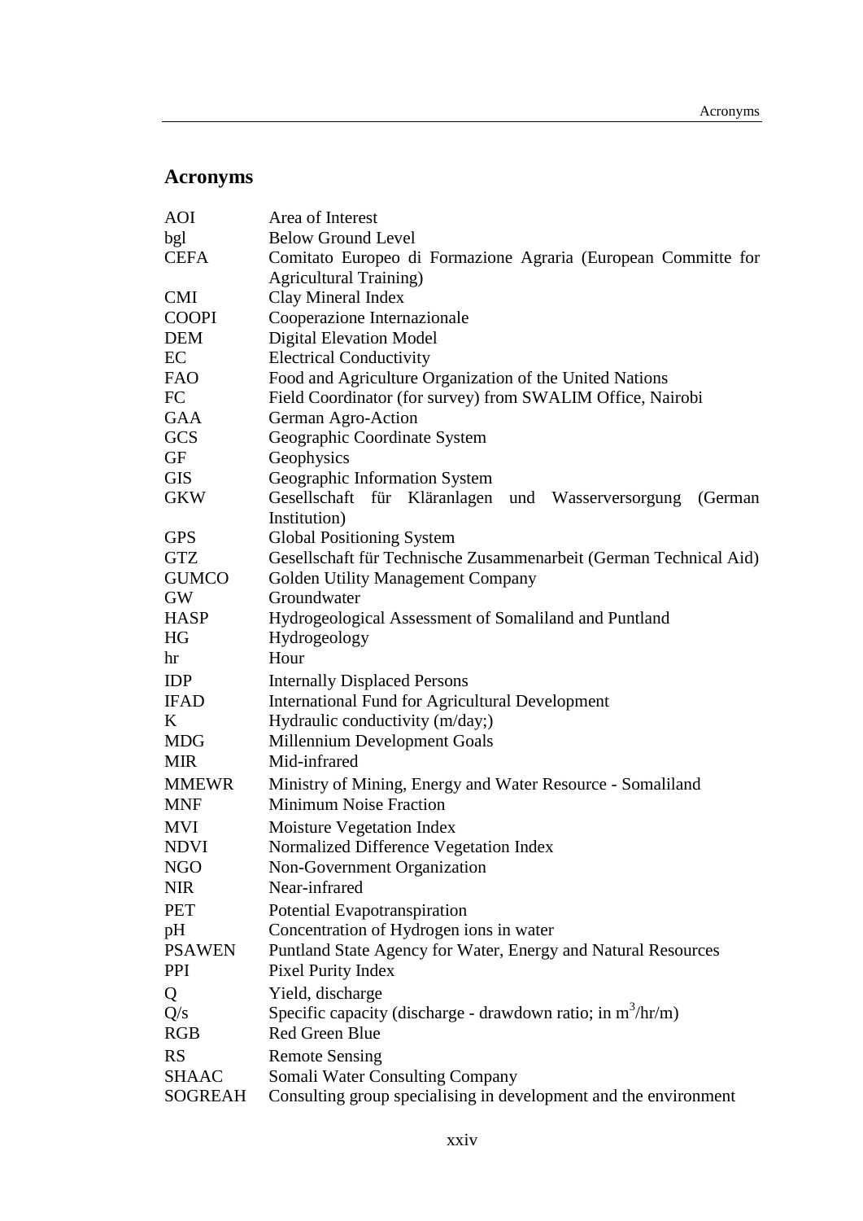## Acronyms

| | |
|---|---|
| AOI | Area of Interest |
| bgl | Below Ground Level |
| CEFA | Comitato Europeo di Formazione Agraria (European Committe for Agricultural Training) |
| CMI | Clay Mineral Index |
| COOPI | Cooperazione Internazionale |
| DEM | Digital Elevation Model |
| EC | Electrical Conductivity |
| FAO | Food and Agriculture Organization of the United Nations |
| FC | Field Coordinator (for survey) from SWALIM Office, Nairobi |
| GAA | German Agro-Action |
| GCS | Geographic Coordinate System |
| GF | Geophysics |
| GIS | Geographic Information System |
| GKW | Gesellschaft für Kläranlagen und Wasserversorgung (German Institution) |
| GPS | Global Positioning System |
| GTZ | Gesellschaft für Technische Zusammenarbeit (German Technical Aid) |
| GUMCO | Golden Utility Management Company |
| GW | Groundwater |
| HASP | Hydrogeological Assessment of Somaliland and Puntland |
| HG | Hydrogeology |
| hr | Hour |
| IDP | Internally Displaced Persons |
| IFAD | International Fund for Agricultural Development |
| K | Hydraulic conductivity (m/day;) |
| MDG | Millennium Development Goals |
| MIR | Mid-infrared |
| MMEWR | Ministry of Mining, Energy and Water Resource - Somaliland |
| MNF | Minimum Noise Fraction |
| MVI | Moisture Vegetation Index |
| NDVI | Normalized Difference Vegetation Index |
| NGO | Non-Government Organization |
| NIR | Near-infrared |
| PET | Potential Evapotranspiration |
| pH | Concentration of Hydrogen ions in water |
| PSAWEN | Puntland State Agency for Water, Energy and Natural Resources |
| PPI | Pixel Purity Index |
| Q | Yield, discharge |
| Q/s | Specific capacity (discharge - drawdown ratio; in $m^3$/hr/m) |
| RGB | Red Green Blue |
| RS | Remote Sensing |
| SHAAC | Somali Water Consulting Company |
| SOGREAH | Consulting group specialising in development and the environment |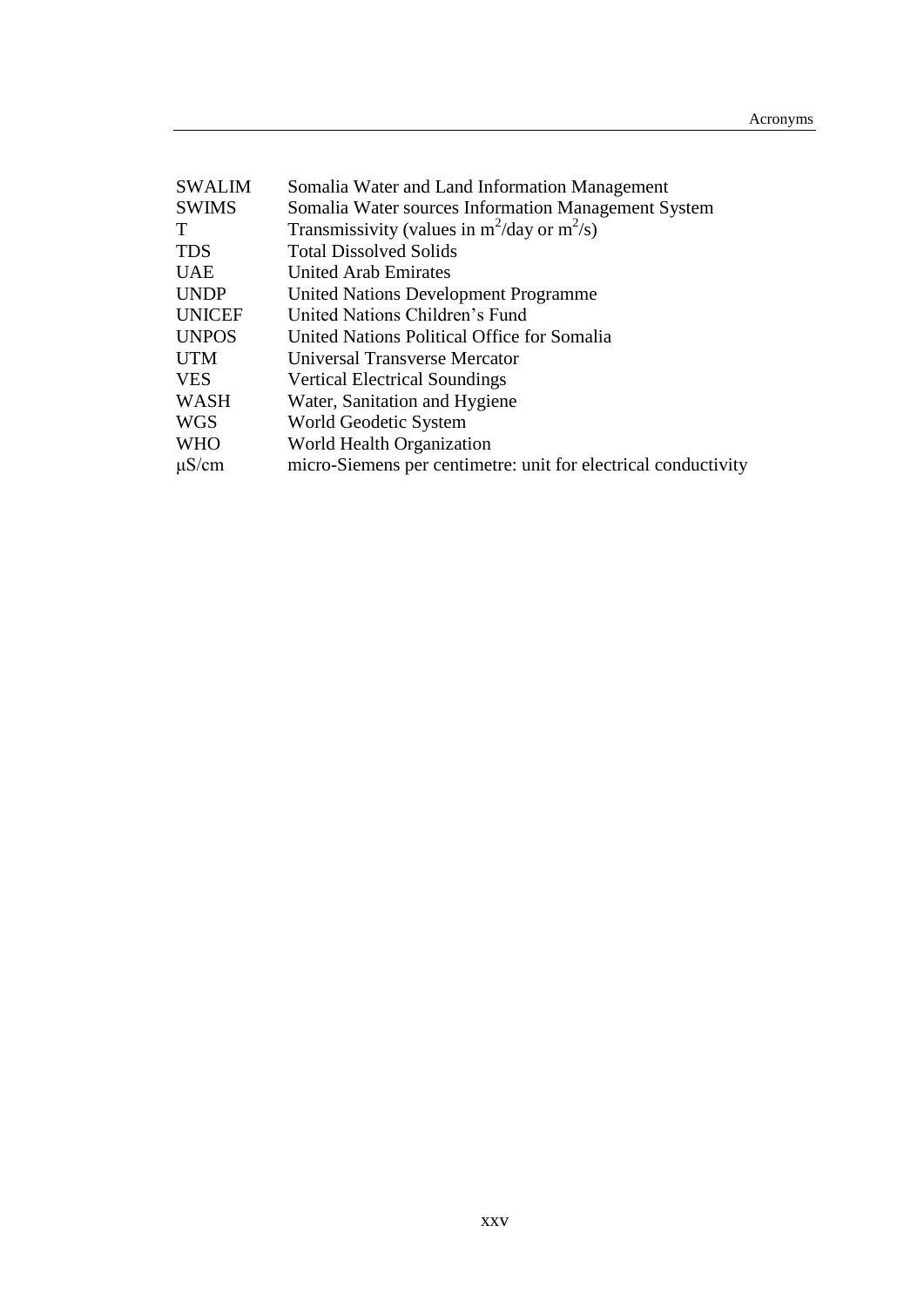| | |
|---|---|
| SWALIM | Somalia Water and Land Information Management |
| SWIMS | Somalia Water sources Information Management System |
| T | Transmissivity (values in $m^2$/day or $m^2$/s) |
| TDS | Total Dissolved Solids |
| UAE | United Arab Emirates |
| UNDP | United Nations Development Programme |
| UNICEF | United Nations Children's Fund |
| UNPOS | United Nations Political Office for Somalia |
| UTM | Universal Transverse Mercator |
| VES | Vertical Electrical Soundings |
| WASH | Water, Sanitation and Hygiene |
| WGS | World Geodetic System |
| WHO | World Health Organization |
| μS/cm | micro-Siemens per centimetre: unit for electrical conductivity |